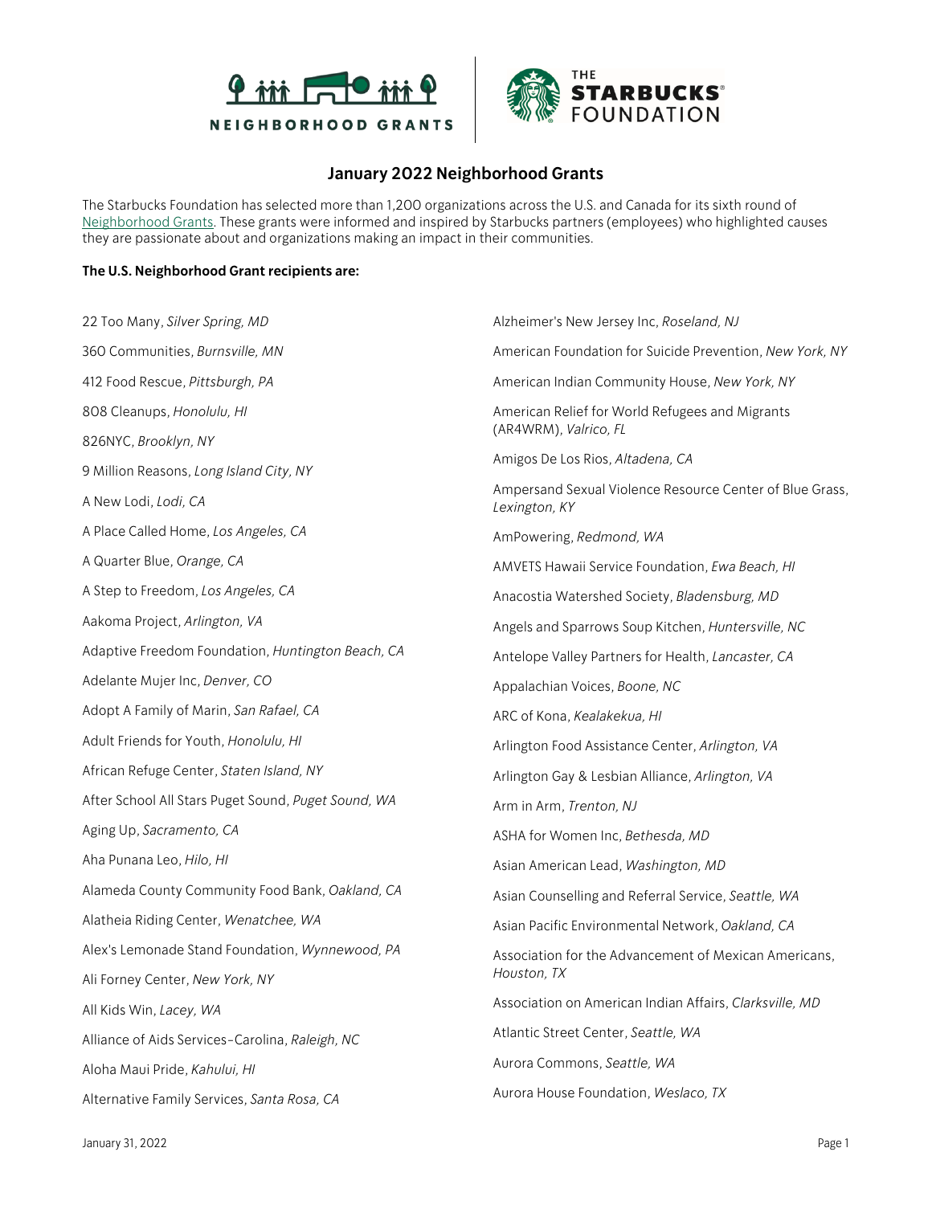# January 2022 Neighborhood Grants

The Starbucks Foundation has selected more than 1,200 organizations across the U.S. and Canada for its sixth round of Neighborhood Grants. These grants were informed and inspired by Starbucks partners (employees) who highlighted causes they are passionate about and organizations making an impact in their communities.

**The U.S. Neighborhood Grant recipients are:**

22 Too Many, *Silver Spring, MD*

360 Communities, *Burnsville, MN*

412 Food Rescue, *Pittsburgh, PA*

808 Cleanups, *Honolulu, HI*

826NYC, *Brooklyn, NY*

9 Million Reasons, *Long Island City, NY*

A New Lodi, *Lodi, CA*

A Place Called Home, *Los Angeles, CA*

A Quarter Blue, *Orange, CA*

A Step to Freedom, *Los Angeles, CA*

Aakoma Project, *Arlington, VA*

Adaptive Freedom Foundation, *Huntington Beach, CA*

Adelante Mujer Inc, *Denver, CO*

Adopt A Family of Marin, *San Rafael, CA*

Adult Friends for Youth, *Honolulu, HI*

African Refuge Center, *Staten Island, NY*

After School All Stars Puget Sound, *Puget Sound, WA*

Aging Up, *Sacramento, CA*

Aha Punana Leo, *Hilo, HI*

Alameda County Community Food Bank, *Oakland, CA*

Alatheia Riding Center, *Wenatchee, WA*

Alex's Lemonade Stand Foundation, *Wynnewood, PA*

Ali Forney Center, *New York, NY*

All Kids Win, *Lacey, WA*

Alliance of Aids Services-Carolina, *Raleigh, NC*

Aloha Maui Pride, *Kahului, HI*

Alternative Family Services, *Santa Rosa, CA*

Alzheimer's New Jersey Inc, *Roseland, NJ*

American Foundation for Suicide Prevention, *New York, NY*

American Indian Community House, *New York, NY*

American Relief for World Refugees and Migrants (AR4WRM), *Valrico, FL*

Amigos De Los Rios, *Altadena, CA*

Ampersand Sexual Violence Resource Center of Blue Grass, *Lexington, KY*

AmPowering, *Redmond, WA*

AMVETS Hawaii Service Foundation, *Ewa Beach, HI*

Anacostia Watershed Society, *Bladensburg, MD*

Angels and Sparrows Soup Kitchen, *Huntersville, NC*

Antelope Valley Partners for Health, *Lancaster, CA*

Appalachian Voices, *Boone, NC*

ARC of Kona, *Kealakekua, HI*

Arlington Food Assistance Center, *Arlington, VA*

Arlington Gay & Lesbian Alliance, *Arlington, VA*

Arm in Arm, *Trenton, NJ*

ASHA for Women Inc, *Bethesda, MD*

Asian American Lead, *Washington, MD*

Asian Counselling and Referral Service, *Seattle, WA*

Asian Pacific Environmental Network, *Oakland, CA*

Association for the Advancement of Mexican Americans, *Houston, TX*

Association on American Indian Affairs, *Clarksville, MD*

Atlantic Street Center, *Seattle, WA*

Aurora Commons, *Seattle, WA*

Aurora House Foundation, *Weslaco, TX*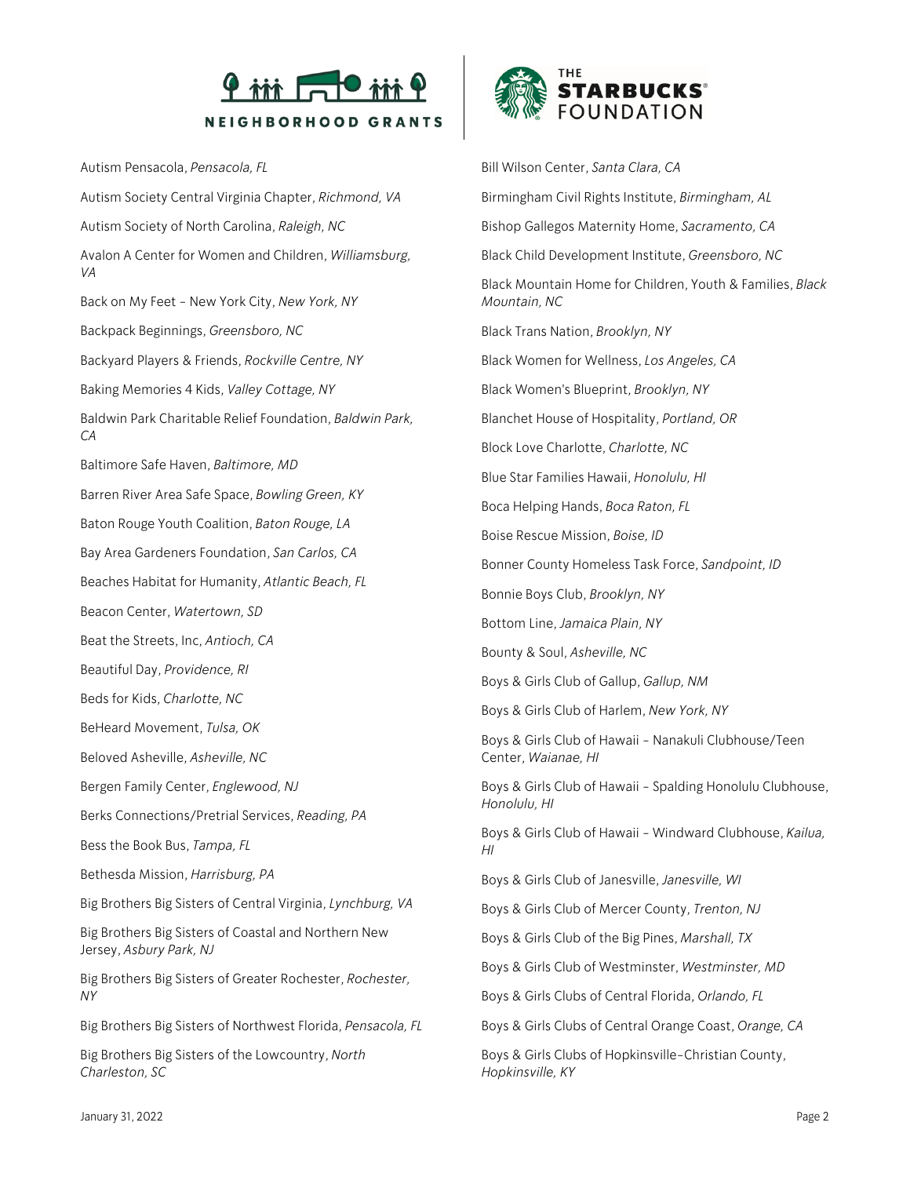Autism Pensacola, *Pensacola, FL*

Autism Society Central Virginia Chapter, *Richmond, VA*

Autism Society of North Carolina, *Raleigh, NC*

Avalon A Center for Women and Children, *Williamsburg, VA*

Back on My Feet – New York City, *New York, NY*

Backpack Beginnings, *Greensboro, NC*

Backyard Players & Friends, *Rockville Centre, NY*

Baking Memories 4 Kids, *Valley Cottage, NY*

Baldwin Park Charitable Relief Foundation, *Baldwin Park, CA*

Baltimore Safe Haven, *Baltimore, MD*

Barren River Area Safe Space, *Bowling Green, KY*

Baton Rouge Youth Coalition, *Baton Rouge, LA*

Bay Area Gardeners Foundation, *San Carlos, CA*

Beaches Habitat for Humanity, *Atlantic Beach, FL*

Beacon Center, *Watertown, SD*

Beat the Streets, Inc, *Antioch, CA*

Beautiful Day, *Providence, RI*

Beds for Kids, *Charlotte, NC*

BeHeard Movement, *Tulsa, OK*

Beloved Asheville, *Asheville, NC*

Bergen Family Center, *Englewood, NJ*

Berks Connections/Pretrial Services, *Reading, PA*

Bess the Book Bus, *Tampa, FL*

Bethesda Mission, *Harrisburg, PA*

Big Brothers Big Sisters of Central Virginia, *Lynchburg, VA*

Big Brothers Big Sisters of Coastal and Northern New Jersey, *Asbury Park, NJ*

Big Brothers Big Sisters of Greater Rochester, *Rochester, NY*

Big Brothers Big Sisters of Northwest Florida, *Pensacola, FL*

Big Brothers Big Sisters of the Lowcountry, *North Charleston, SC*

Bill Wilson Center, *Santa Clara, CA*

Birmingham Civil Rights Institute, *Birmingham, AL*

Bishop Gallegos Maternity Home, *Sacramento, CA*

Black Child Development Institute, *Greensboro, NC*

Black Mountain Home for Children, Youth & Families, *Black Mountain, NC*

Black Trans Nation, *Brooklyn, NY*

Black Women for Wellness, *Los Angeles, CA*

Black Women's Blueprint, *Brooklyn, NY*

Blanchet House of Hospitality, *Portland, OR*

Block Love Charlotte, *Charlotte, NC*

Blue Star Families Hawaii, *Honolulu, HI*

Boca Helping Hands, *Boca Raton, FL*

Boise Rescue Mission, *Boise, ID*

Bonner County Homeless Task Force, *Sandpoint, ID*

Bonnie Boys Club, *Brooklyn, NY*

Bottom Line, *Jamaica Plain, NY*

Bounty & Soul, *Asheville, NC*

Boys & Girls Club of Gallup, *Gallup, NM*

Boys & Girls Club of Harlem, *New York, NY*

Boys & Girls Club of Hawaii – Nanakuli Clubhouse/Teen Center, *Waianae, HI*

Boys & Girls Club of Hawaii – Spalding Honolulu Clubhouse, *Honolulu, HI*

Boys & Girls Club of Hawaii – Windward Clubhouse, *Kailua, HI*

Boys & Girls Club of Janesville, *Janesville, WI*

Boys & Girls Club of Mercer County, *Trenton, NJ*

Boys & Girls Club of the Big Pines, *Marshall, TX*

Boys & Girls Club of Westminster, *Westminster, MD*

Boys & Girls Clubs of Central Florida, *Orlando, FL*

Boys & Girls Clubs of Central Orange Coast, *Orange, CA*

Boys & Girls Clubs of Hopkinsville-Christian County, *Hopkinsville, KY*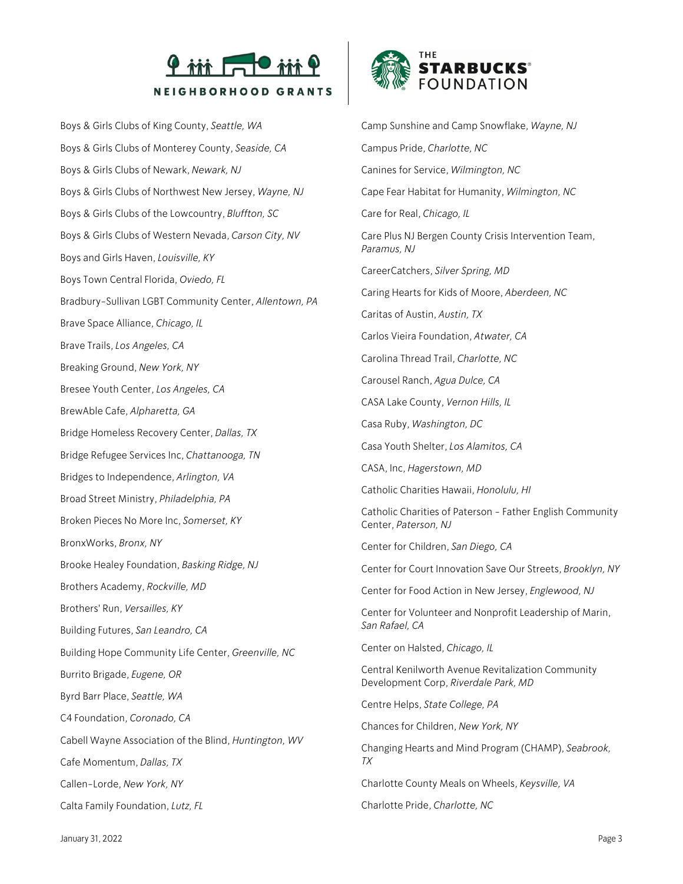Boys & Girls Clubs of King County, *Seattle, WA*

Boys & Girls Clubs of Monterey County, *Seaside, CA*

Boys & Girls Clubs of Newark, *Newark, NJ*

Boys & Girls Clubs of Northwest New Jersey, *Wayne, NJ*

Boys & Girls Clubs of the Lowcountry, *Bluffton, SC*

Boys & Girls Clubs of Western Nevada, *Carson City, NV*

Boys and Girls Haven, *Louisville, KY*

Boys Town Central Florida, *Oviedo, FL*

Bradbury-Sullivan LGBT Community Center, *Allentown, PA*

Brave Space Alliance, *Chicago, IL*

Brave Trails, *Los Angeles, CA*

Breaking Ground, *New York, NY*

Bresee Youth Center, *Los Angeles, CA*

BrewAble Cafe, *Alpharetta, GA*

Bridge Homeless Recovery Center, *Dallas, TX*

Bridge Refugee Services Inc, *Chattanooga, TN*

Bridges to Independence, *Arlington, VA*

Broad Street Ministry, *Philadelphia, PA*

Broken Pieces No More Inc, *Somerset, KY*

BronxWorks, *Bronx, NY*

Brooke Healey Foundation, *Basking Ridge, NJ*

Brothers Academy, *Rockville, MD*

Brothers' Run, *Versailles, KY*

Building Futures, *San Leandro, CA*

Building Hope Community Life Center, *Greenville, NC*

Burrito Brigade, *Eugene, OR*

Byrd Barr Place, *Seattle, WA*

C4 Foundation, *Coronado, CA*

Cabell Wayne Association of the Blind, *Huntington, WV*

Cafe Momentum, *Dallas, TX*

Callen-Lorde, *New York, NY*

Calta Family Foundation, *Lutz, FL*

Camp Sunshine and Camp Snowflake, *Wayne, NJ*

Campus Pride, *Charlotte, NC*

Canines for Service, *Wilmington, NC*

Cape Fear Habitat for Humanity, *Wilmington, NC*

Care for Real, *Chicago, IL*

Care Plus NJ Bergen County Crisis Intervention Team, *Paramus, NJ*

CareerCatchers, *Silver Spring, MD*

Caring Hearts for Kids of Moore, *Aberdeen, NC*

Caritas of Austin, *Austin, TX*

Carlos Vieira Foundation, *Atwater, CA*

Carolina Thread Trail, *Charlotte, NC*

Carousel Ranch, *Agua Dulce, CA*

CASA Lake County, *Vernon Hills, IL*

Casa Ruby, *Washington, DC*

Casa Youth Shelter, *Los Alamitos, CA*

CASA, Inc, *Hagerstown, MD*

Catholic Charities Hawaii, *Honolulu, HI*

Catholic Charities of Paterson - Father English Community Center, *Paterson, NJ*

Center for Children, *San Diego, CA*

Center for Court Innovation Save Our Streets, *Brooklyn, NY*

Center for Food Action in New Jersey, *Englewood, NJ*

Center for Volunteer and Nonprofit Leadership of Marin, *San Rafael, CA*

Center on Halsted, *Chicago, IL*

Central Kenilworth Avenue Revitalization Community Development Corp, *Riverdale Park, MD*

Centre Helps, *State College, PA*

Chances for Children, *New York, NY*

Changing Hearts and Mind Program (CHAMP), *Seabrook, TX*

Charlotte County Meals on Wheels, *Keysville, VA*

Charlotte Pride, *Charlotte, NC*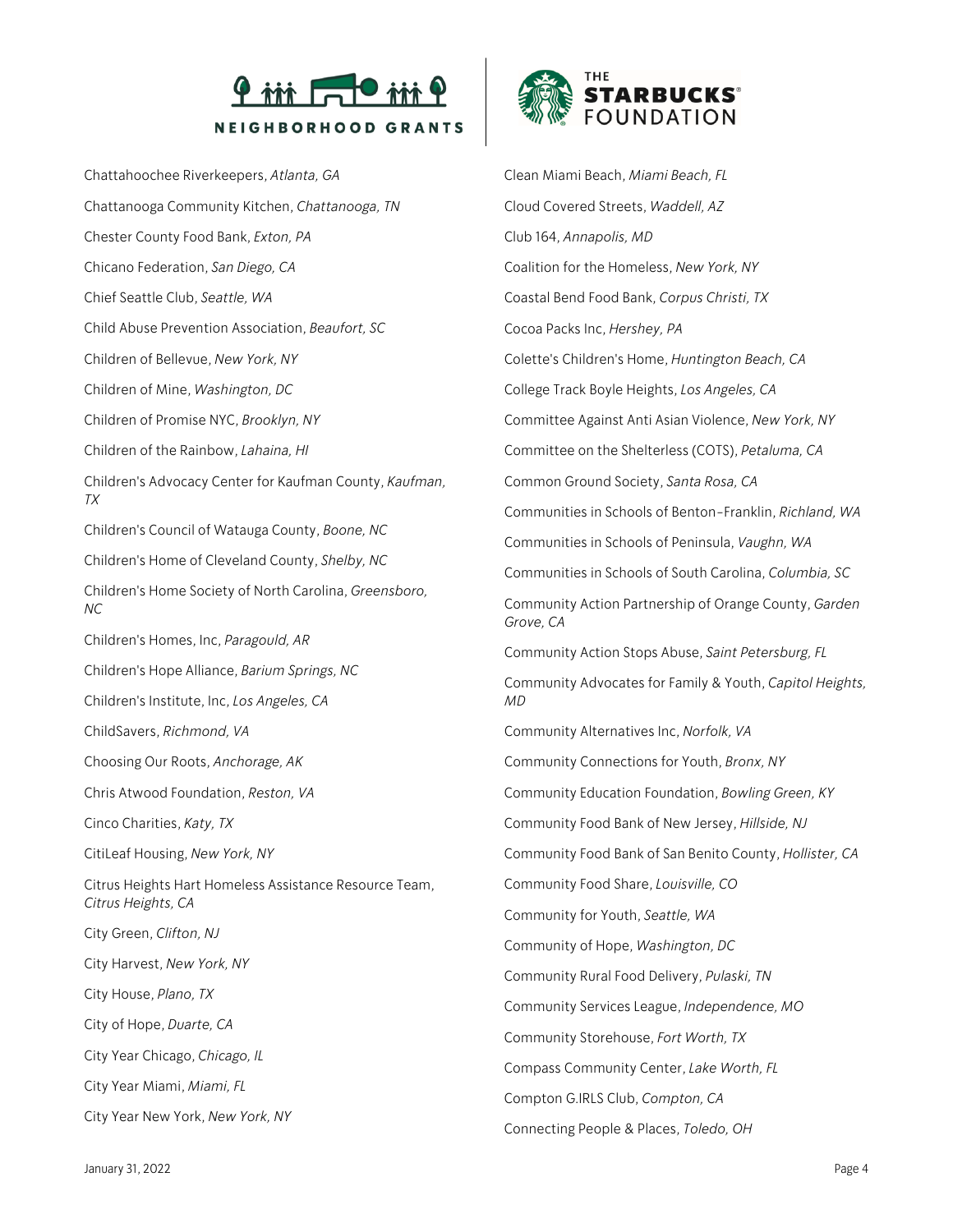Chattahoochee Riverkeepers, *Atlanta, GA*

Chattanooga Community Kitchen, *Chattanooga, TN*

Chester County Food Bank, *Exton, PA*

Chicano Federation, *San Diego, CA*

Chief Seattle Club, *Seattle, WA*

Child Abuse Prevention Association, *Beaufort, SC*

Children of Bellevue, *New York, NY*

Children of Mine, *Washington, DC*

Children of Promise NYC, *Brooklyn, NY*

Children of the Rainbow, *Lahaina, HI*

Children's Advocacy Center for Kaufman County, *Kaufman, TX*

Children's Council of Watauga County, *Boone, NC*

Children's Home of Cleveland County, *Shelby, NC*

Children's Home Society of North Carolina, *Greensboro, NC*

Children's Homes, Inc, *Paragould, AR*

Children's Hope Alliance, *Barium Springs, NC*

Children's Institute, Inc, *Los Angeles, CA*

ChildSavers, *Richmond, VA*

Choosing Our Roots, *Anchorage, AK*

Chris Atwood Foundation, *Reston, VA*

Cinco Charities, *Katy, TX*

CitiLeaf Housing, *New York, NY*

Citrus Heights Hart Homeless Assistance Resource Team, *Citrus Heights, CA*

City Green, *Clifton, NJ*

City Harvest, *New York, NY*

City House, *Plano, TX*

City of Hope, *Duarte, CA*

City Year Chicago, *Chicago, IL*

City Year Miami, *Miami, FL*

City Year New York, *New York, NY*

Clean Miami Beach, *Miami Beach, FL*

Cloud Covered Streets, *Waddell, AZ*

Club 164, *Annapolis, MD*

Coalition for the Homeless, *New York, NY*

Coastal Bend Food Bank, *Corpus Christi, TX*

Cocoa Packs Inc, *Hershey, PA*

Colette's Children's Home, *Huntington Beach, CA*

College Track Boyle Heights, *Los Angeles, CA*

Committee Against Anti Asian Violence, *New York, NY*

Committee on the Shelterless (COTS), *Petaluma, CA*

Common Ground Society, *Santa Rosa, CA*

Communities in Schools of Benton-Franklin, *Richland, WA*

Communities in Schools of Peninsula, *Vaughn, WA*

Communities in Schools of South Carolina, *Columbia, SC*

Community Action Partnership of Orange County, *Garden Grove, CA*

Community Action Stops Abuse, *Saint Petersburg, FL*

Community Advocates for Family & Youth, *Capitol Heights, MD*

Community Alternatives Inc, *Norfolk, VA*

Community Connections for Youth, *Bronx, NY*

Community Education Foundation, *Bowling Green, KY*

Community Food Bank of New Jersey, *Hillside, NJ*

Community Food Bank of San Benito County, *Hollister, CA*

Community Food Share, *Louisville, CO*

Community for Youth, *Seattle, WA*

Community of Hope, *Washington, DC*

Community Rural Food Delivery, *Pulaski, TN*

Community Services League, *Independence, MO*

Community Storehouse, *Fort Worth, TX*

Compass Community Center, *Lake Worth, FL*

Compton G.IRLS Club, *Compton, CA*

Connecting People & Places, *Toledo, OH*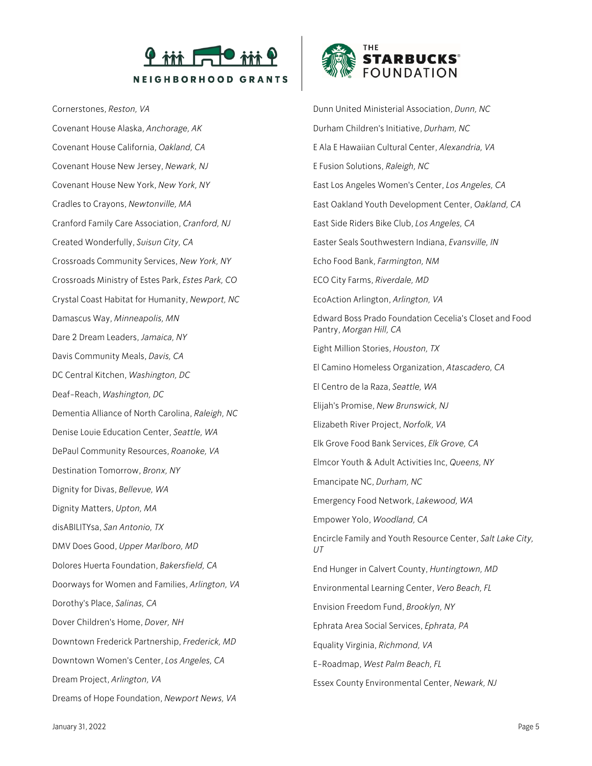Cornerstones, *Reston, VA*

Covenant House Alaska, *Anchorage, AK*

Covenant House California, *Oakland, CA*

Covenant House New Jersey, *Newark, NJ*

Covenant House New York, *New York, NY*

Cradles to Crayons, *Newtonville, MA*

Cranford Family Care Association, *Cranford, NJ*

Created Wonderfully, *Suisun City, CA*

Crossroads Community Services, *New York, NY*

Crossroads Ministry of Estes Park, *Estes Park, CO*

Crystal Coast Habitat for Humanity, *Newport, NC*

Damascus Way, *Minneapolis, MN*

Dare 2 Dream Leaders, *Jamaica, NY*

Davis Community Meals, *Davis, CA*

DC Central Kitchen, *Washington, DC*

Deaf-Reach, *Washington, DC*

Dementia Alliance of North Carolina, *Raleigh, NC*

Denise Louie Education Center, *Seattle, WA*

DePaul Community Resources, *Roanoke, VA*

Destination Tomorrow, *Bronx, NY*

Dignity for Divas, *Bellevue, WA*

Dignity Matters, *Upton, MA*

disABILITYsa, *San Antonio, TX*

DMV Does Good, *Upper Marlboro, MD*

Dolores Huerta Foundation, *Bakersfield, CA*

Doorways for Women and Families, *Arlington, VA*

Dorothy's Place, *Salinas, CA*

Dover Children's Home, *Dover, NH*

Downtown Frederick Partnership, *Frederick, MD*

Downtown Women's Center, *Los Angeles, CA*

Dream Project, *Arlington, VA*

Dreams of Hope Foundation, *Newport News, VA*

Dunn United Ministerial Association, *Dunn, NC*

Durham Children's Initiative, *Durham, NC*

E Ala E Hawaiian Cultural Center, *Alexandria, VA*

E Fusion Solutions, *Raleigh, NC*

East Los Angeles Women's Center, *Los Angeles, CA*

East Oakland Youth Development Center, *Oakland, CA*

East Side Riders Bike Club, *Los Angeles, CA*

Easter Seals Southwestern Indiana, *Evansville, IN*

Echo Food Bank, *Farmington, NM*

ECO City Farms, *Riverdale, MD*

EcoAction Arlington, *Arlington, VA*

Edward Boss Prado Foundation Cecelia's Closet and Food Pantry, *Morgan Hill, CA*

Eight Million Stories, *Houston, TX*

El Camino Homeless Organization, *Atascadero, CA*

El Centro de la Raza, *Seattle, WA*

Elijah's Promise, *New Brunswick, NJ*

Elizabeth River Project, *Norfolk, VA*

Elk Grove Food Bank Services, *Elk Grove, CA*

Elmcor Youth & Adult Activities Inc, *Queens, NY*

Emancipate NC, *Durham, NC*

Emergency Food Network, *Lakewood, WA*

Empower Yolo, *Woodland, CA*

Encircle Family and Youth Resource Center, *Salt Lake City, UT*

End Hunger in Calvert County, *Huntingtown, MD*

Environmental Learning Center, *Vero Beach, FL*

Envision Freedom Fund, *Brooklyn, NY*

Ephrata Area Social Services, *Ephrata, PA*

Equality Virginia, *Richmond, VA*

E-Roadmap, *West Palm Beach, FL*

Essex County Environmental Center, *Newark, NJ*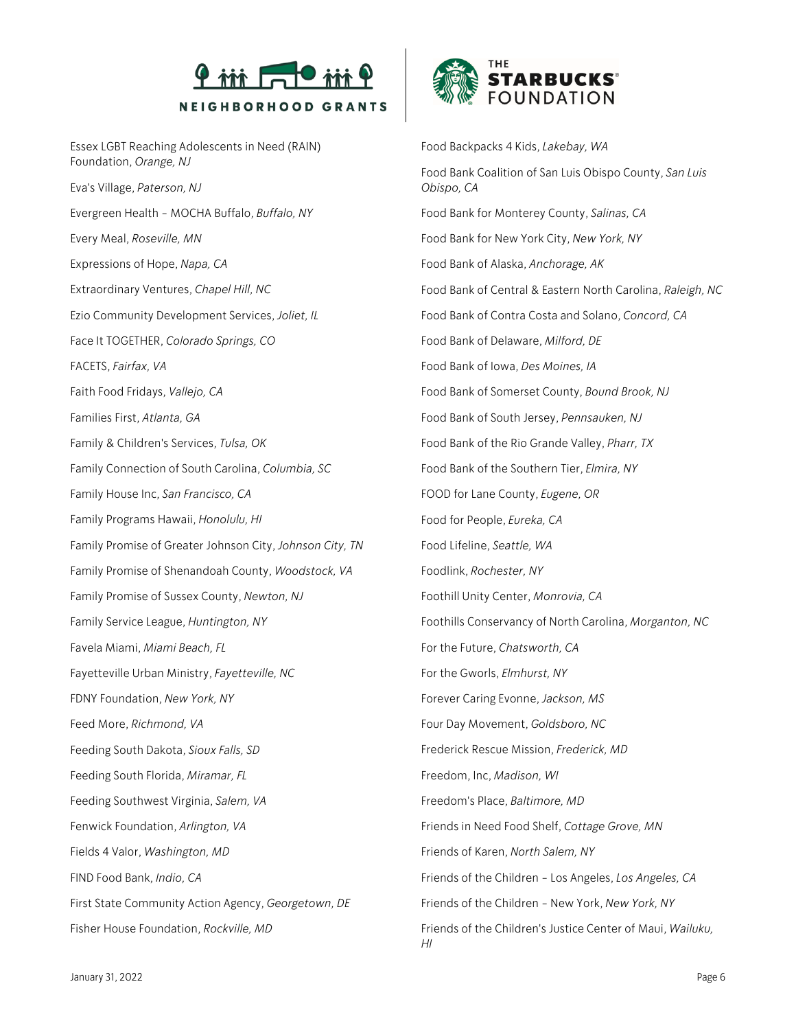Essex LGBT Reaching Adolescents in Need (RAIN) Foundation, *Orange, NJ*

Eva's Village, *Paterson, NJ*

Evergreen Health – MOCHA Buffalo, *Buffalo, NY*

Every Meal, *Roseville, MN*

Expressions of Hope, *Napa, CA*

Extraordinary Ventures, *Chapel Hill, NC*

Ezio Community Development Services, *Joliet, IL*

Face It TOGETHER, *Colorado Springs, CO*

FACETS, *Fairfax, VA*

Faith Food Fridays, *Vallejo, CA*

Families First, *Atlanta, GA*

Family & Children's Services, *Tulsa, OK*

Family Connection of South Carolina, *Columbia, SC*

Family House Inc, *San Francisco, CA*

Family Programs Hawaii, *Honolulu, HI*

Family Promise of Greater Johnson City, *Johnson City, TN*

Family Promise of Shenandoah County, *Woodstock, VA*

Family Promise of Sussex County, *Newton, NJ*

Family Service League, *Huntington, NY*

Favela Miami, *Miami Beach, FL*

Fayetteville Urban Ministry, *Fayetteville, NC*

FDNY Foundation, *New York, NY*

Feed More, *Richmond, VA*

Feeding South Dakota, *Sioux Falls, SD*

Feeding South Florida, *Miramar, FL*

Feeding Southwest Virginia, *Salem, VA*

Fenwick Foundation, *Arlington, VA*

Fields 4 Valor, *Washington, MD*

FIND Food Bank, *Indio, CA*

First State Community Action Agency, *Georgetown, DE*

Fisher House Foundation, *Rockville, MD*

Food Backpacks 4 Kids, *Lakebay, WA*

Food Bank Coalition of San Luis Obispo County, *San Luis Obispo, CA*

Food Bank for Monterey County, *Salinas, CA*

Food Bank for New York City, *New York, NY*

Food Bank of Alaska, *Anchorage, AK*

Food Bank of Central & Eastern North Carolina, *Raleigh, NC*

Food Bank of Contra Costa and Solano, *Concord, CA*

Food Bank of Delaware, *Milford, DE*

Food Bank of Iowa, *Des Moines, IA*

Food Bank of Somerset County, *Bound Brook, NJ*

Food Bank of South Jersey, *Pennsauken, NJ*

Food Bank of the Rio Grande Valley, *Pharr, TX*

Food Bank of the Southern Tier, *Elmira, NY*

FOOD for Lane County, *Eugene, OR*

Food for People, *Eureka, CA*

Food Lifeline, *Seattle, WA*

Foodlink, *Rochester, NY*

Foothill Unity Center, *Monrovia, CA*

Foothills Conservancy of North Carolina, *Morganton, NC*

For the Future, *Chatsworth, CA*

For the Gworls, *Elmhurst, NY*

Forever Caring Evonne, *Jackson, MS*

Four Day Movement, *Goldsboro, NC*

Frederick Rescue Mission, *Frederick, MD*

Freedom, Inc, *Madison, WI*

Freedom's Place, *Baltimore, MD*

Friends in Need Food Shelf, *Cottage Grove, MN*

Friends of Karen, *North Salem, NY*

Friends of the Children – Los Angeles, *Los Angeles, CA*

Friends of the Children – New York, *New York, NY*

Friends of the Children's Justice Center of Maui, *Wailuku, HI*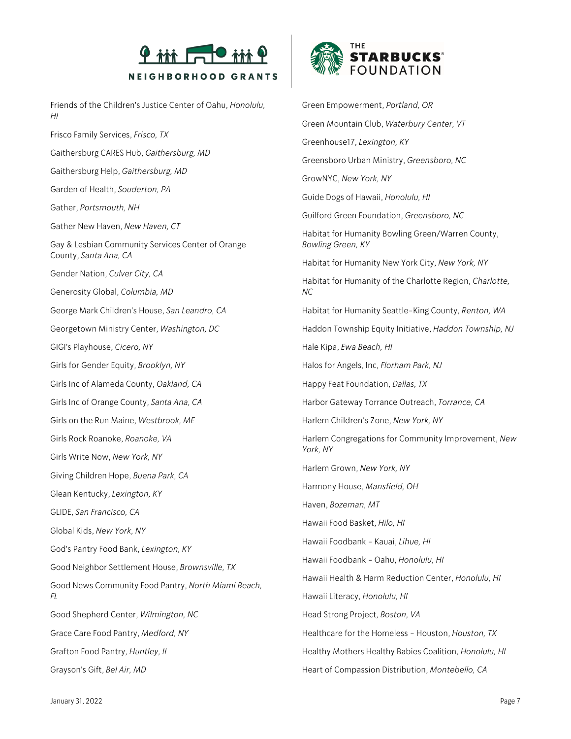Friends of the Children's Justice Center of Oahu, *Honolulu, HI*

Frisco Family Services, *Frisco, TX*

Gaithersburg CARES Hub, *Gaithersburg, MD*

Gaithersburg Help, *Gaithersburg, MD*

Garden of Health, *Souderton, PA*

Gather, *Portsmouth, NH*

Gather New Haven, *New Haven, CT*

Gay & Lesbian Community Services Center of Orange County, *Santa Ana, CA*

Gender Nation, *Culver City, CA*

Generosity Global, *Columbia, MD*

George Mark Children's House, *San Leandro, CA*

Georgetown Ministry Center, *Washington, DC*

GIGI's Playhouse, *Cicero, NY*

Girls for Gender Equity, *Brooklyn, NY*

Girls Inc of Alameda County, *Oakland, CA*

Girls Inc of Orange County, *Santa Ana, CA*

Girls on the Run Maine, *Westbrook, ME*

Girls Rock Roanoke, *Roanoke, VA*

Girls Write Now, *New York, NY*

Giving Children Hope, *Buena Park, CA*

Glean Kentucky, *Lexington, KY*

GLIDE, *San Francisco, CA*

Global Kids, *New York, NY*

God's Pantry Food Bank, *Lexington, KY*

Good Neighbor Settlement House, *Brownsville, TX*

Good News Community Food Pantry, *North Miami Beach, FL*

Good Shepherd Center, *Wilmington, NC*

Grace Care Food Pantry, *Medford, NY*

Grafton Food Pantry, *Huntley, IL*

Grayson's Gift, *Bel Air, MD*

Green Empowerment, *Portland, OR*

Green Mountain Club, *Waterbury Center, VT*

Greenhouse17, *Lexington, KY*

Greensboro Urban Ministry, *Greensboro, NC*

GrowNYC, *New York, NY*

Guide Dogs of Hawaii, *Honolulu, HI*

Guilford Green Foundation, *Greensboro, NC*

Habitat for Humanity Bowling Green/Warren County, *Bowling Green, KY*

Habitat for Humanity New York City, *New York, NY*

Habitat for Humanity of the Charlotte Region, *Charlotte, NC*

Habitat for Humanity Seattle-King County, *Renton, WA*

Haddon Township Equity Initiative, *Haddon Township, NJ*

Hale Kipa, *Ewa Beach, HI*

Halos for Angels, Inc, *Florham Park, NJ*

Happy Feat Foundation, *Dallas, TX*

Harbor Gateway Torrance Outreach, *Torrance, CA*

Harlem Children's Zone, *New York, NY*

Harlem Congregations for Community Improvement, *New York, NY*

Harlem Grown, *New York, NY*

Harmony House, *Mansfield, OH*

Haven, *Bozeman, MT*

Hawaii Food Basket, *Hilo, HI*

Hawaii Foodbank - Kauai, *Lihue, HI*

Hawaii Foodbank - Oahu, *Honolulu, HI*

Hawaii Health & Harm Reduction Center, *Honolulu, HI*

Hawaii Literacy, *Honolulu, HI*

Head Strong Project, *Boston, VA*

Healthcare for the Homeless - Houston, *Houston, TX*

Healthy Mothers Healthy Babies Coalition, *Honolulu, HI*

Heart of Compassion Distribution, *Montebello, CA*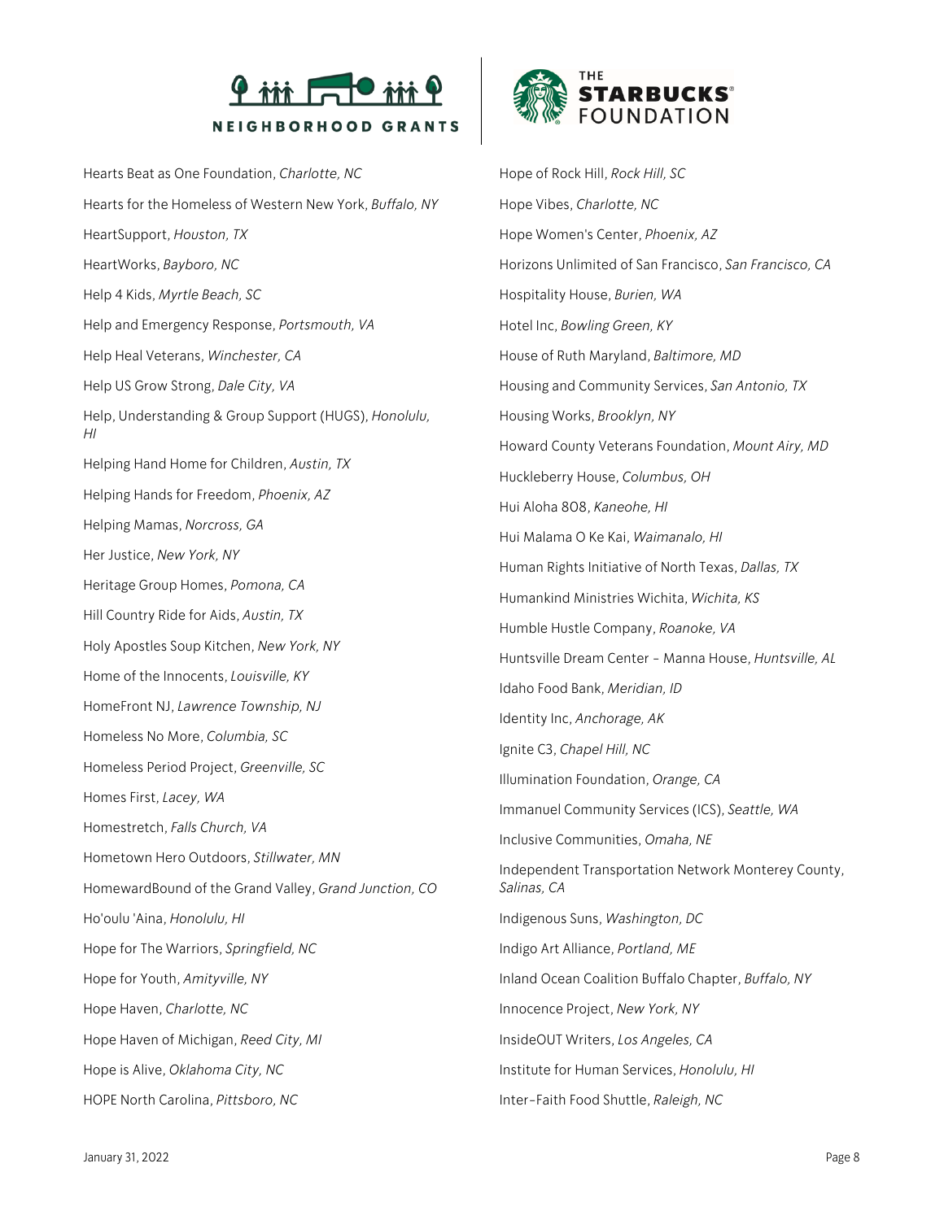Hearts Beat as One Foundation, *Charlotte, NC*

Hearts for the Homeless of Western New York, *Buffalo, NY*

HeartSupport, *Houston, TX*

HeartWorks, *Bayboro, NC*

Help 4 Kids, *Myrtle Beach, SC*

Help and Emergency Response, *Portsmouth, VA*

Help Heal Veterans, *Winchester, CA*

Help US Grow Strong, *Dale City, VA*

Help, Understanding & Group Support (HUGS), *Honolulu, HI*

Helping Hand Home for Children, *Austin, TX*

Helping Hands for Freedom, *Phoenix, AZ*

Helping Mamas, *Norcross, GA*

Her Justice, *New York, NY*

Heritage Group Homes, *Pomona, CA*

Hill Country Ride for Aids, *Austin, TX*

Holy Apostles Soup Kitchen, *New York, NY*

Home of the Innocents, *Louisville, KY*

HomeFront NJ, *Lawrence Township, NJ*

Homeless No More, *Columbia, SC*

Homeless Period Project, *Greenville, SC*

Homes First, *Lacey, WA*

Homestretch, *Falls Church, VA*

Hometown Hero Outdoors, *Stillwater, MN*

HomewardBound of the Grand Valley, *Grand Junction, CO*

Ho'oulu 'Aina, *Honolulu, HI*

Hope for The Warriors, *Springfield, NC*

Hope for Youth, *Amityville, NY*

Hope Haven, *Charlotte, NC*

Hope Haven of Michigan, *Reed City, MI*

Hope is Alive, *Oklahoma City, NC*

HOPE North Carolina, *Pittsboro, NC*

Hope of Rock Hill, *Rock Hill, SC*

Hope Vibes, *Charlotte, NC*

Hope Women's Center, *Phoenix, AZ*

Horizons Unlimited of San Francisco, *San Francisco, CA*

Hospitality House, *Burien, WA*

Hotel Inc, *Bowling Green, KY*

House of Ruth Maryland, *Baltimore, MD*

Housing and Community Services, *San Antonio, TX*

Housing Works, *Brooklyn, NY*

Howard County Veterans Foundation, *Mount Airy, MD*

Huckleberry House, *Columbus, OH*

Hui Aloha 808, *Kaneohe, HI*

Hui Malama O Ke Kai, *Waimanalo, HI*

Human Rights Initiative of North Texas, *Dallas, TX*

Humankind Ministries Wichita, *Wichita, KS*

Humble Hustle Company, *Roanoke, VA*

Huntsville Dream Center – Manna House, *Huntsville, AL*

Idaho Food Bank, *Meridian, ID*

Identity Inc, *Anchorage, AK*

Ignite C3, *Chapel Hill, NC*

Illumination Foundation, *Orange, CA*

Immanuel Community Services (ICS), *Seattle, WA*

Inclusive Communities, *Omaha, NE*

Independent Transportation Network Monterey County, *Salinas, CA*

Indigenous Suns, *Washington, DC*

Indigo Art Alliance, *Portland, ME*

Inland Ocean Coalition Buffalo Chapter, *Buffalo, NY*

Innocence Project, *New York, NY*

InsideOUT Writers, *Los Angeles, CA*

Institute for Human Services, *Honolulu, HI*

Inter-Faith Food Shuttle, *Raleigh, NC*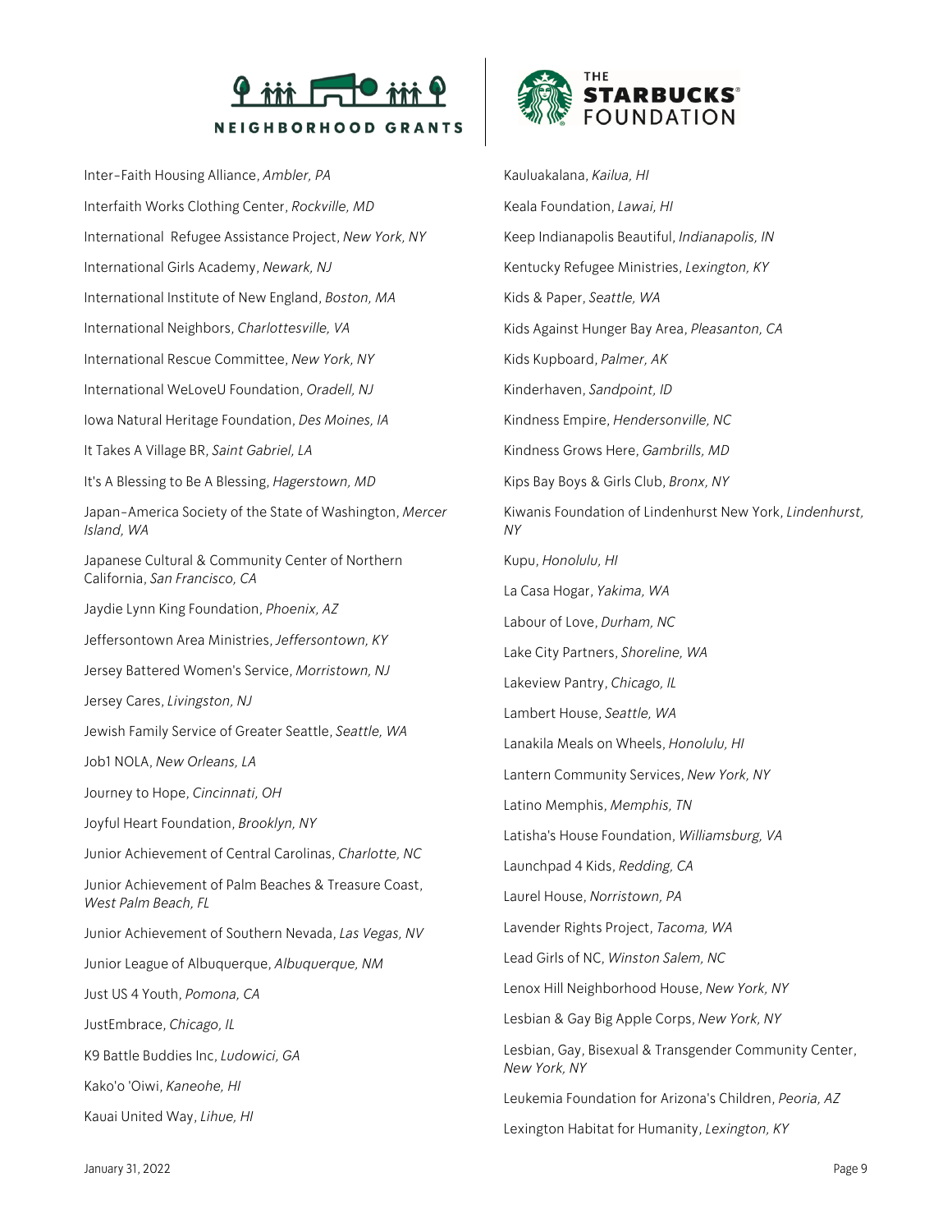Inter-Faith Housing Alliance, *Ambler, PA*

Interfaith Works Clothing Center, *Rockville, MD*

International Refugee Assistance Project, *New York, NY*

International Girls Academy, *Newark, NJ*

International Institute of New England, *Boston, MA*

International Neighbors, *Charlottesville, VA*

International Rescue Committee, *New York, NY*

International WeLoveU Foundation, *Oradell, NJ*

Iowa Natural Heritage Foundation, *Des Moines, IA*

It Takes A Village BR, *Saint Gabriel, LA*

It's A Blessing to Be A Blessing, *Hagerstown, MD*

Japan-America Society of the State of Washington, *Mercer Island, WA*

Japanese Cultural & Community Center of Northern California, *San Francisco, CA*

Jaydie Lynn King Foundation, *Phoenix, AZ*

Jeffersontown Area Ministries, *Jeffersontown, KY*

Jersey Battered Women's Service, *Morristown, NJ*

Jersey Cares, *Livingston, NJ*

Jewish Family Service of Greater Seattle, *Seattle, WA*

Job1 NOLA, *New Orleans, LA*

Journey to Hope, *Cincinnati, OH*

Joyful Heart Foundation, *Brooklyn, NY*

Junior Achievement of Central Carolinas, *Charlotte, NC*

Junior Achievement of Palm Beaches & Treasure Coast, *West Palm Beach, FL*

Junior Achievement of Southern Nevada, *Las Vegas, NV*

Junior League of Albuquerque, *Albuquerque, NM*

Just US 4 Youth, *Pomona, CA*

JustEmbrace, *Chicago, IL*

K9 Battle Buddies Inc, *Ludowici, GA*

Kako'o 'Oiwi, *Kaneohe, HI*

Kauai United Way, *Lihue, HI*

Kauluakalana, *Kailua, HI*

Keala Foundation, *Lawai, HI*

Keep Indianapolis Beautiful, *Indianapolis, IN*

Kentucky Refugee Ministries, *Lexington, KY*

Kids & Paper, *Seattle, WA*

Kids Against Hunger Bay Area, *Pleasanton, CA*

Kids Kupboard, *Palmer, AK*

Kinderhaven, *Sandpoint, ID*

Kindness Empire, *Hendersonville, NC*

Kindness Grows Here, *Gambrills, MD*

Kips Bay Boys & Girls Club, *Bronx, NY*

Kiwanis Foundation of Lindenhurst New York, *Lindenhurst, NY*

Kupu, *Honolulu, HI*

La Casa Hogar, *Yakima, WA*

Labour of Love, *Durham, NC*

Lake City Partners, *Shoreline, WA*

Lakeview Pantry, *Chicago, IL*

Lambert House, *Seattle, WA*

Lanakila Meals on Wheels, *Honolulu, HI*

Lantern Community Services, *New York, NY*

Latino Memphis, *Memphis, TN*

Latisha's House Foundation, *Williamsburg, VA*

Launchpad 4 Kids, *Redding, CA*

Laurel House, *Norristown, PA*

Lavender Rights Project, *Tacoma, WA*

Lead Girls of NC, *Winston Salem, NC*

Lenox Hill Neighborhood House, *New York, NY*

Lesbian & Gay Big Apple Corps, *New York, NY*

Lesbian, Gay, Bisexual & Transgender Community Center, *New York, NY*

Leukemia Foundation for Arizona's Children, *Peoria, AZ*

Lexington Habitat for Humanity, *Lexington, KY*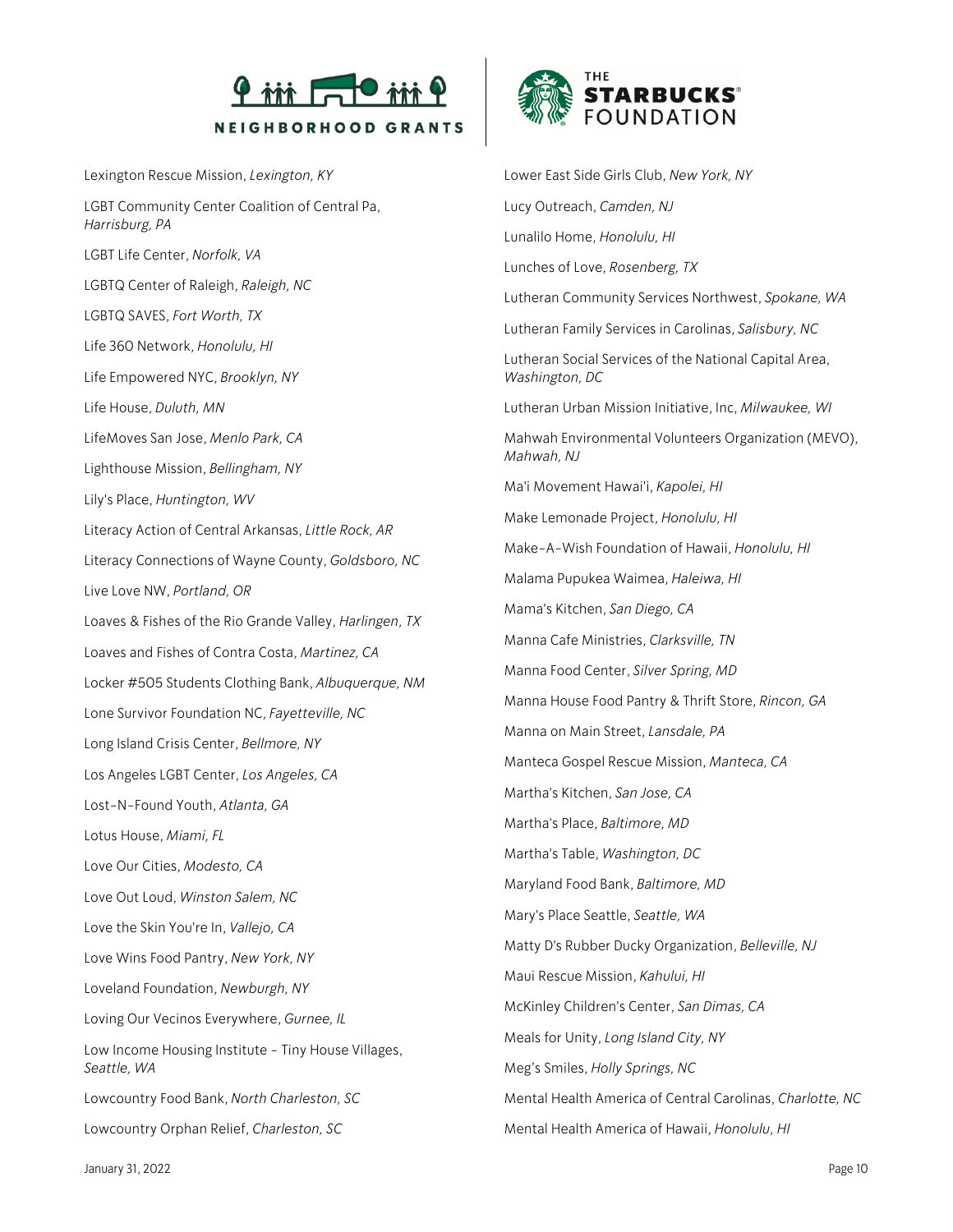Lexington Rescue Mission, *Lexington, KY*

LGBT Community Center Coalition of Central Pa, *Harrisburg, PA*

LGBT Life Center, *Norfolk, VA*

LGBTQ Center of Raleigh, *Raleigh, NC*

LGBTQ SAVES, *Fort Worth, TX*

Life 360 Network, *Honolulu, HI*

Life Empowered NYC, *Brooklyn, NY*

Life House, *Duluth, MN*

LifeMoves San Jose, *Menlo Park, CA*

Lighthouse Mission, *Bellingham, NY*

Lily's Place, *Huntington, WV*

Literacy Action of Central Arkansas, *Little Rock, AR*

Literacy Connections of Wayne County, *Goldsboro, NC*

Live Love NW, *Portland, OR*

Loaves & Fishes of the Rio Grande Valley, *Harlingen, TX*

Loaves and Fishes of Contra Costa, *Martinez, CA*

Locker #505 Students Clothing Bank, *Albuquerque, NM*

Lone Survivor Foundation NC, *Fayetteville, NC*

Long Island Crisis Center, *Bellmore, NY*

Los Angeles LGBT Center, *Los Angeles, CA*

Lost-N-Found Youth, *Atlanta, GA*

Lotus House, *Miami, FL*

Love Our Cities, *Modesto, CA*

Love Out Loud, *Winston Salem, NC*

Love the Skin You're In, *Vallejo, CA*

Love Wins Food Pantry, *New York, NY*

Loveland Foundation, *Newburgh, NY*

Loving Our Vecinos Everywhere, *Gurnee, IL*

Low Income Housing Institute - Tiny House Villages, *Seattle, WA*

Lowcountry Food Bank, *North Charleston, SC*

Lowcountry Orphan Relief, *Charleston, SC*

Lower East Side Girls Club, *New York, NY*

Lucy Outreach, *Camden, NJ*

Lunalilo Home, *Honolulu, HI*

Lunches of Love, *Rosenberg, TX*

Lutheran Community Services Northwest, *Spokane, WA*

Lutheran Family Services in Carolinas, *Salisbury, NC*

Lutheran Social Services of the National Capital Area, *Washington, DC*

Lutheran Urban Mission Initiative, Inc, *Milwaukee, WI*

Mahwah Environmental Volunteers Organization (MEVO), *Mahwah, NJ*

Ma'i Movement Hawai'i, *Kapolei, HI*

Make Lemonade Project, *Honolulu, HI*

Make-A-Wish Foundation of Hawaii, *Honolulu, HI*

Malama Pupukea Waimea, *Haleiwa, HI*

Mama's Kitchen, *San Diego, CA*

Manna Cafe Ministries, *Clarksville, TN*

Manna Food Center, *Silver Spring, MD*

Manna House Food Pantry & Thrift Store, *Rincon, GA*

Manna on Main Street, *Lansdale, PA*

Manteca Gospel Rescue Mission, *Manteca, CA*

Martha's Kitchen, *San Jose, CA*

Martha's Place, *Baltimore, MD*

Martha's Table, *Washington, DC*

Maryland Food Bank, *Baltimore, MD*

Mary's Place Seattle, *Seattle, WA*

Matty D's Rubber Ducky Organization, *Belleville, NJ*

Maui Rescue Mission, *Kahului, HI*

McKinley Children's Center, *San Dimas, CA*

Meals for Unity, *Long Island City, NY*

Meg's Smiles, *Holly Springs, NC*

Mental Health America of Central Carolinas, *Charlotte, NC*

Mental Health America of Hawaii, *Honolulu, HI*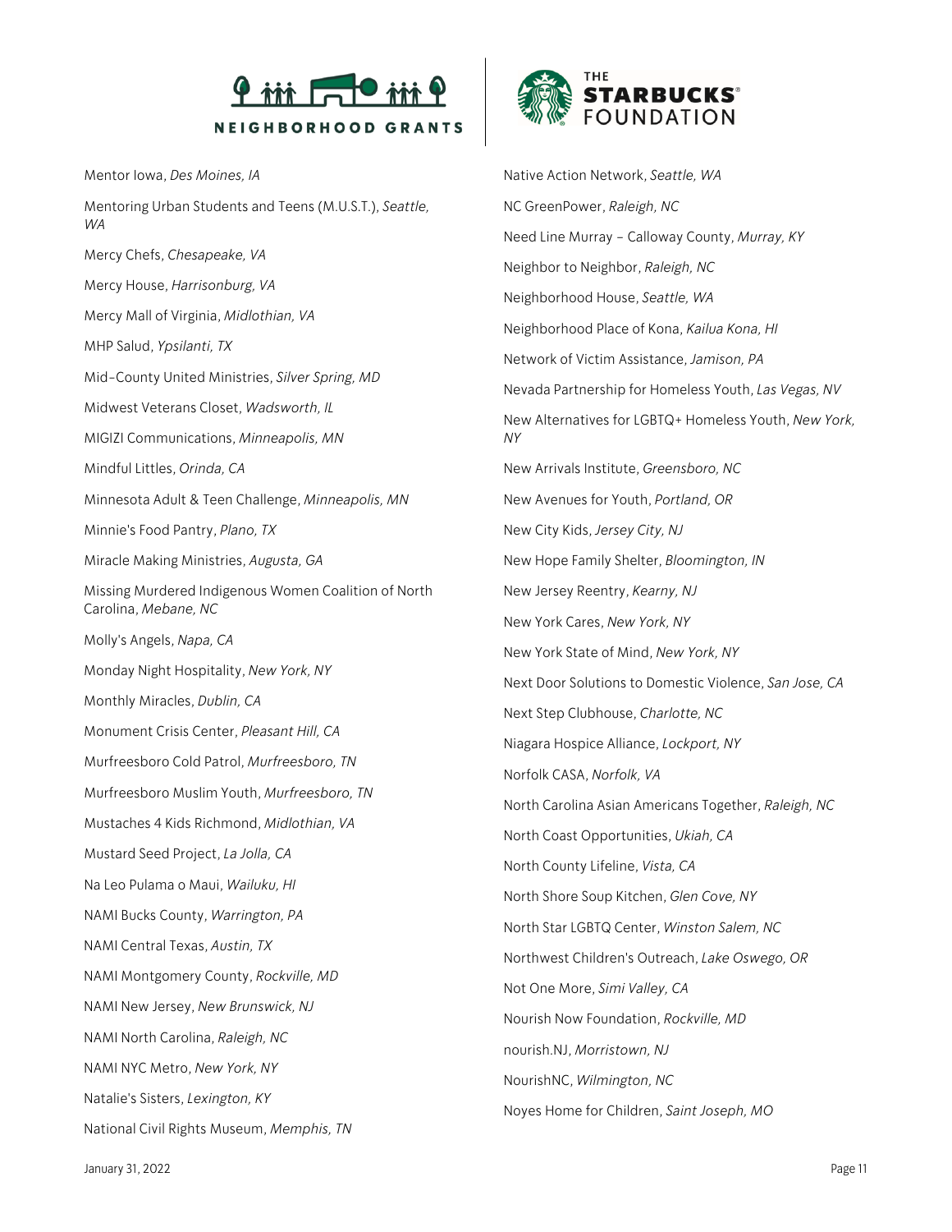Mentor Iowa, *Des Moines, IA*

Mentoring Urban Students and Teens (M.U.S.T.), *Seattle, WA*

Mercy Chefs, *Chesapeake, VA*

Mercy House, *Harrisonburg, VA*

Mercy Mall of Virginia, *Midlothian, VA*

MHP Salud, *Ypsilanti, TX*

Mid-County United Ministries, *Silver Spring, MD*

Midwest Veterans Closet, *Wadsworth, IL*

MIGIZI Communications, *Minneapolis, MN*

Mindful Littles, *Orinda, CA*

Minnesota Adult & Teen Challenge, *Minneapolis, MN*

Minnie's Food Pantry, *Plano, TX*

Miracle Making Ministries, *Augusta, GA*

Missing Murdered Indigenous Women Coalition of North Carolina, *Mebane, NC*

Molly's Angels, *Napa, CA*

Monday Night Hospitality, *New York, NY*

Monthly Miracles, *Dublin, CA*

Monument Crisis Center, *Pleasant Hill, CA*

Murfreesboro Cold Patrol, *Murfreesboro, TN*

Murfreesboro Muslim Youth, *Murfreesboro, TN*

Mustaches 4 Kids Richmond, *Midlothian, VA*

Mustard Seed Project, *La Jolla, CA*

Na Leo Pulama o Maui, *Wailuku, HI*

NAMI Bucks County, *Warrington, PA*

NAMI Central Texas, *Austin, TX*

NAMI Montgomery County, *Rockville, MD*

NAMI New Jersey, *New Brunswick, NJ*

NAMI North Carolina, *Raleigh, NC*

NAMI NYC Metro, *New York, NY*

Natalie's Sisters, *Lexington, KY*

National Civil Rights Museum, *Memphis, TN*

Native Action Network, *Seattle, WA*

NC GreenPower, *Raleigh, NC*

Need Line Murray – Calloway County, *Murray, KY*

Neighbor to Neighbor, *Raleigh, NC*

Neighborhood House, *Seattle, WA*

Neighborhood Place of Kona, *Kailua Kona, HI*

Network of Victim Assistance, *Jamison, PA*

Nevada Partnership for Homeless Youth, *Las Vegas, NV*

New Alternatives for LGBTQ+ Homeless Youth, *New York, NY*

New Arrivals Institute, *Greensboro, NC*

New Avenues for Youth, *Portland, OR*

New City Kids, *Jersey City, NJ*

New Hope Family Shelter, *Bloomington, IN*

New Jersey Reentry, *Kearny, NJ*

New York Cares, *New York, NY*

New York State of Mind, *New York, NY*

Next Door Solutions to Domestic Violence, *San Jose, CA*

Next Step Clubhouse, *Charlotte, NC*

Niagara Hospice Alliance, *Lockport, NY*

Norfolk CASA, *Norfolk, VA*

North Carolina Asian Americans Together, *Raleigh, NC*

North Coast Opportunities, *Ukiah, CA*

North County Lifeline, *Vista, CA*

North Shore Soup Kitchen, *Glen Cove, NY*

North Star LGBTQ Center, *Winston Salem, NC*

Northwest Children's Outreach, *Lake Oswego, OR*

Not One More, *Simi Valley, CA*

Nourish Now Foundation, *Rockville, MD*

nourish.NJ, *Morristown, NJ*

NourishNC, *Wilmington, NC*

Noyes Home for Children, *Saint Joseph, MO*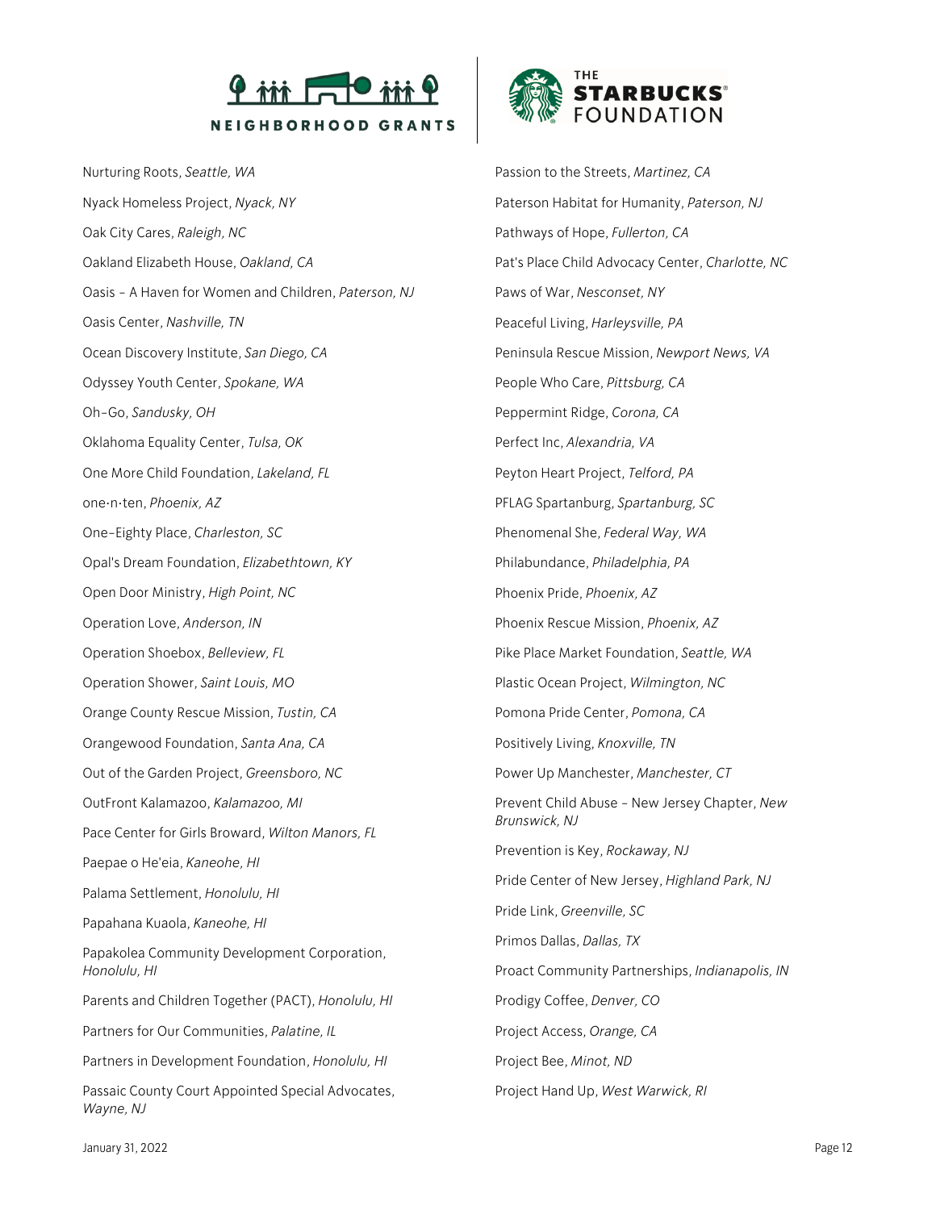Nurturing Roots, *Seattle, WA*

Nyack Homeless Project, *Nyack, NY*

Oak City Cares, *Raleigh, NC*

Oakland Elizabeth House, *Oakland, CA*

Oasis – A Haven for Women and Children, *Paterson, NJ*

Oasis Center, *Nashville, TN*

Ocean Discovery Institute, *San Diego, CA*

Odyssey Youth Center, *Spokane, WA*

Oh-Go, *Sandusky, OH*

Oklahoma Equality Center, *Tulsa, OK*

One More Child Foundation, *Lakeland, FL*

one·n·ten, *Phoenix, AZ*

One-Eighty Place, *Charleston, SC*

Opal's Dream Foundation, *Elizabethtown, KY*

Open Door Ministry, *High Point, NC*

Operation Love, *Anderson, IN*

Operation Shoebox, *Belleview, FL*

Operation Shower, *Saint Louis, MO*

Orange County Rescue Mission, *Tustin, CA*

Orangewood Foundation, *Santa Ana, CA*

Out of the Garden Project, *Greensboro, NC*

OutFront Kalamazoo, *Kalamazoo, MI*

Pace Center for Girls Broward, *Wilton Manors, FL*

Paepae o He'eia, *Kaneohe, HI*

Palama Settlement, *Honolulu, HI*

Papahana Kuaola, *Kaneohe, HI*

Papakolea Community Development Corporation, *Honolulu, HI*

Parents and Children Together (PACT), *Honolulu, HI*

Partners for Our Communities, *Palatine, IL*

Partners in Development Foundation, *Honolulu, HI*

Passaic County Court Appointed Special Advocates, *Wayne, NJ*

Passion to the Streets, *Martinez, CA*

Paterson Habitat for Humanity, *Paterson, NJ*

Pathways of Hope, *Fullerton, CA*

Pat's Place Child Advocacy Center, *Charlotte, NC*

Paws of War, *Nesconset, NY*

Peaceful Living, *Harleysville, PA*

Peninsula Rescue Mission, *Newport News, VA*

People Who Care, *Pittsburg, CA*

Peppermint Ridge, *Corona, CA*

Perfect Inc, *Alexandria, VA*

Peyton Heart Project, *Telford, PA*

PFLAG Spartanburg, *Spartanburg, SC*

Phenomenal She, *Federal Way, WA*

Philabundance, *Philadelphia, PA*

Phoenix Pride, *Phoenix, AZ*

Phoenix Rescue Mission, *Phoenix, AZ*

Pike Place Market Foundation, *Seattle, WA*

Plastic Ocean Project, *Wilmington, NC*

Pomona Pride Center, *Pomona, CA*

Positively Living, *Knoxville, TN*

Power Up Manchester, *Manchester, CT*

Prevent Child Abuse – New Jersey Chapter, *New Brunswick, NJ*

Prevention is Key, *Rockaway, NJ*

Pride Center of New Jersey, *Highland Park, NJ*

Pride Link, *Greenville, SC*

Primos Dallas, *Dallas, TX*

Proact Community Partnerships, *Indianapolis, IN*

Prodigy Coffee, *Denver, CO*

Project Access, *Orange, CA*

Project Bee, *Minot, ND*

Project Hand Up, *West Warwick, RI*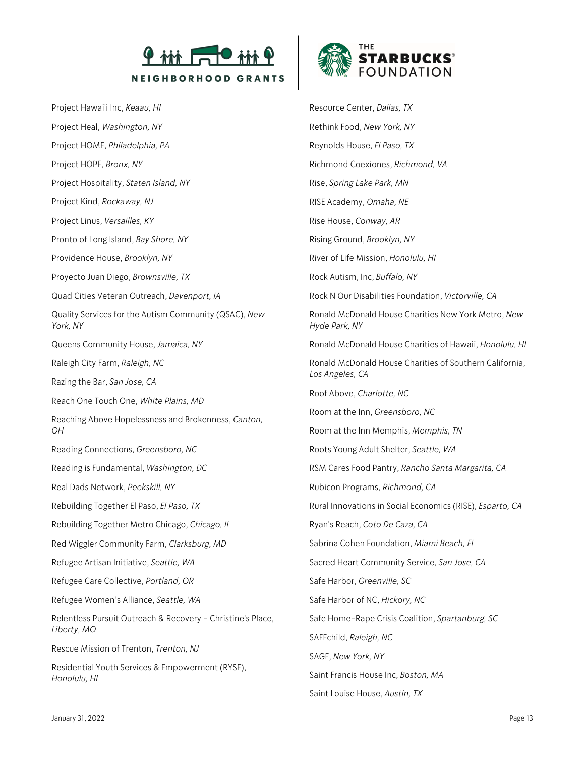Project Hawai'i Inc, *Keaau, HI*

Project Heal, *Washington, NY*

Project HOME, *Philadelphia, PA*

Project HOPE, *Bronx, NY*

Project Hospitality, *Staten Island, NY*

Project Kind, *Rockaway, NJ*

Project Linus, *Versailles, KY*

Pronto of Long Island, *Bay Shore, NY*

Providence House, *Brooklyn, NY*

Proyecto Juan Diego, *Brownsville, TX*

Quad Cities Veteran Outreach, *Davenport, IA*

Quality Services for the Autism Community (QSAC), *New York, NY*

Queens Community House, *Jamaica, NY*

Raleigh City Farm, *Raleigh, NC*

Razing the Bar, *San Jose, CA*

Reach One Touch One, *White Plains, MD*

Reaching Above Hopelessness and Brokenness, *Canton, OH*

Reading Connections, *Greensboro, NC*

Reading is Fundamental, *Washington, DC*

Real Dads Network, *Peekskill, NY*

Rebuilding Together El Paso, *El Paso, TX*

Rebuilding Together Metro Chicago, *Chicago, IL*

Red Wiggler Community Farm, *Clarksburg, MD*

Refugee Artisan Initiative, *Seattle, WA*

Refugee Care Collective, *Portland, OR*

Refugee Women's Alliance, *Seattle, WA*

Relentless Pursuit Outreach & Recovery - Christine's Place, *Liberty, MO*

Rescue Mission of Trenton, *Trenton, NJ*

Residential Youth Services & Empowerment (RYSE), *Honolulu, HI*

Resource Center, *Dallas, TX*

Rethink Food, *New York, NY*

Reynolds House, *El Paso, TX*

Richmond Coexiones, *Richmond, VA*

Rise, *Spring Lake Park, MN*

RISE Academy, *Omaha, NE*

Rise House, *Conway, AR*

Rising Ground, *Brooklyn, NY*

River of Life Mission, *Honolulu, HI*

Rock Autism, Inc, *Buffalo, NY*

Rock N Our Disabilities Foundation, *Victorville, CA*

Ronald McDonald House Charities New York Metro, *New Hyde Park, NY*

Ronald McDonald House Charities of Hawaii, *Honolulu, HI*

Ronald McDonald House Charities of Southern California, *Los Angeles, CA*

Roof Above, *Charlotte, NC*

Room at the Inn, *Greensboro, NC*

Room at the Inn Memphis, *Memphis, TN*

Roots Young Adult Shelter, *Seattle, WA*

RSM Cares Food Pantry, *Rancho Santa Margarita, CA*

Rubicon Programs, *Richmond, CA*

Rural Innovations in Social Economics (RISE), *Esparto, CA*

Ryan's Reach, *Coto De Caza, CA*

Sabrina Cohen Foundation, *Miami Beach, FL*

Sacred Heart Community Service, *San Jose, CA*

Safe Harbor, *Greenville, SC*

Safe Harbor of NC, *Hickory, NC*

Safe Home-Rape Crisis Coalition, *Spartanburg, SC*

SAFEchild, *Raleigh, NC*

SAGE, *New York, NY*

Saint Francis House Inc, *Boston, MA*

Saint Louise House, *Austin, TX*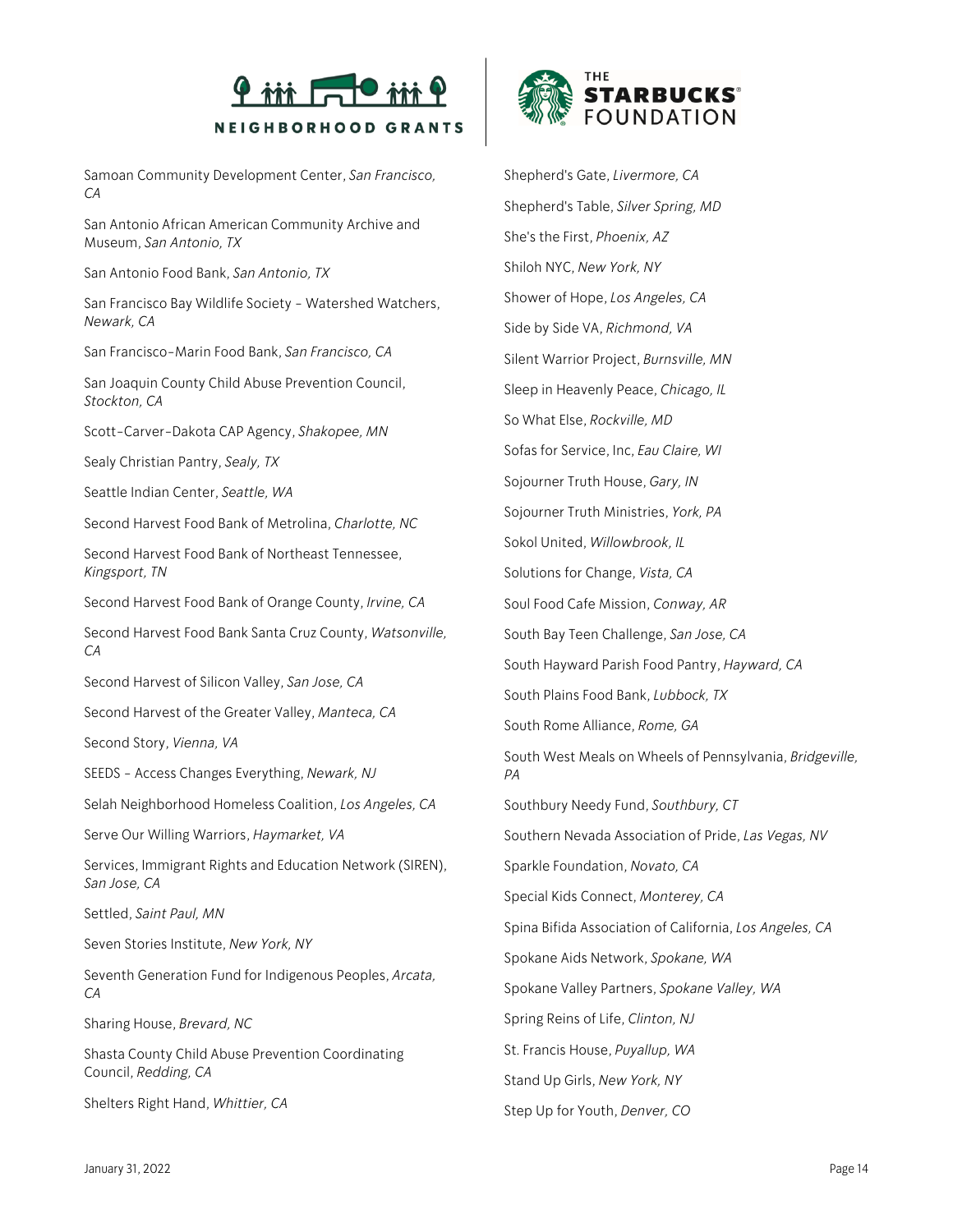Samoan Community Development Center, *San Francisco, CA*

San Antonio African American Community Archive and Museum, *San Antonio, TX*

San Antonio Food Bank, *San Antonio, TX*

San Francisco Bay Wildlife Society - Watershed Watchers, *Newark, CA*

San Francisco-Marin Food Bank, *San Francisco, CA*

San Joaquin County Child Abuse Prevention Council, *Stockton, CA*

Scott-Carver-Dakota CAP Agency, *Shakopee, MN*

Sealy Christian Pantry, *Sealy, TX*

Seattle Indian Center, *Seattle, WA*

Second Harvest Food Bank of Metrolina, *Charlotte, NC*

Second Harvest Food Bank of Northeast Tennessee, *Kingsport, TN*

Second Harvest Food Bank of Orange County, *Irvine, CA*

Second Harvest Food Bank Santa Cruz County, *Watsonville, CA*

Second Harvest of Silicon Valley, *San Jose, CA*

Second Harvest of the Greater Valley, *Manteca, CA*

Second Story, *Vienna, VA*

SEEDS - Access Changes Everything, *Newark, NJ*

Selah Neighborhood Homeless Coalition, *Los Angeles, CA*

Serve Our Willing Warriors, *Haymarket, VA*

Services, Immigrant Rights and Education Network (SIREN), *San Jose, CA*

Settled, *Saint Paul, MN*

Seven Stories Institute, *New York, NY*

Seventh Generation Fund for Indigenous Peoples, *Arcata, CA*

Sharing House, *Brevard, NC*

Shasta County Child Abuse Prevention Coordinating Council, *Redding, CA*

Shelters Right Hand, *Whittier, CA*

Shepherd's Gate, *Livermore, CA*

Shepherd's Table, *Silver Spring, MD*

She's the First, *Phoenix, AZ*

Shiloh NYC, *New York, NY*

Shower of Hope, *Los Angeles, CA*

Side by Side VA, *Richmond, VA*

Silent Warrior Project, *Burnsville, MN*

Sleep in Heavenly Peace, *Chicago, IL*

So What Else, *Rockville, MD*

Sofas for Service, Inc, *Eau Claire, WI*

Sojourner Truth House, *Gary, IN*

Sojourner Truth Ministries, *York, PA*

Sokol United, *Willowbrook, IL*

Solutions for Change, *Vista, CA*

Soul Food Cafe Mission, *Conway, AR*

South Bay Teen Challenge, *San Jose, CA*

South Hayward Parish Food Pantry, *Hayward, CA*

South Plains Food Bank, *Lubbock, TX*

South Rome Alliance, *Rome, GA*

South West Meals on Wheels of Pennsylvania, *Bridgeville, PA*

Southbury Needy Fund, *Southbury, CT*

Southern Nevada Association of Pride, *Las Vegas, NV*

Sparkle Foundation, *Novato, CA*

Special Kids Connect, *Monterey, CA*

Spina Bifida Association of California, *Los Angeles, CA*

Spokane Aids Network, *Spokane, WA*

Spokane Valley Partners, *Spokane Valley, WA*

Spring Reins of Life, *Clinton, NJ*

St. Francis House, *Puyallup, WA*

Stand Up Girls, *New York, NY*

Step Up for Youth, *Denver, CO*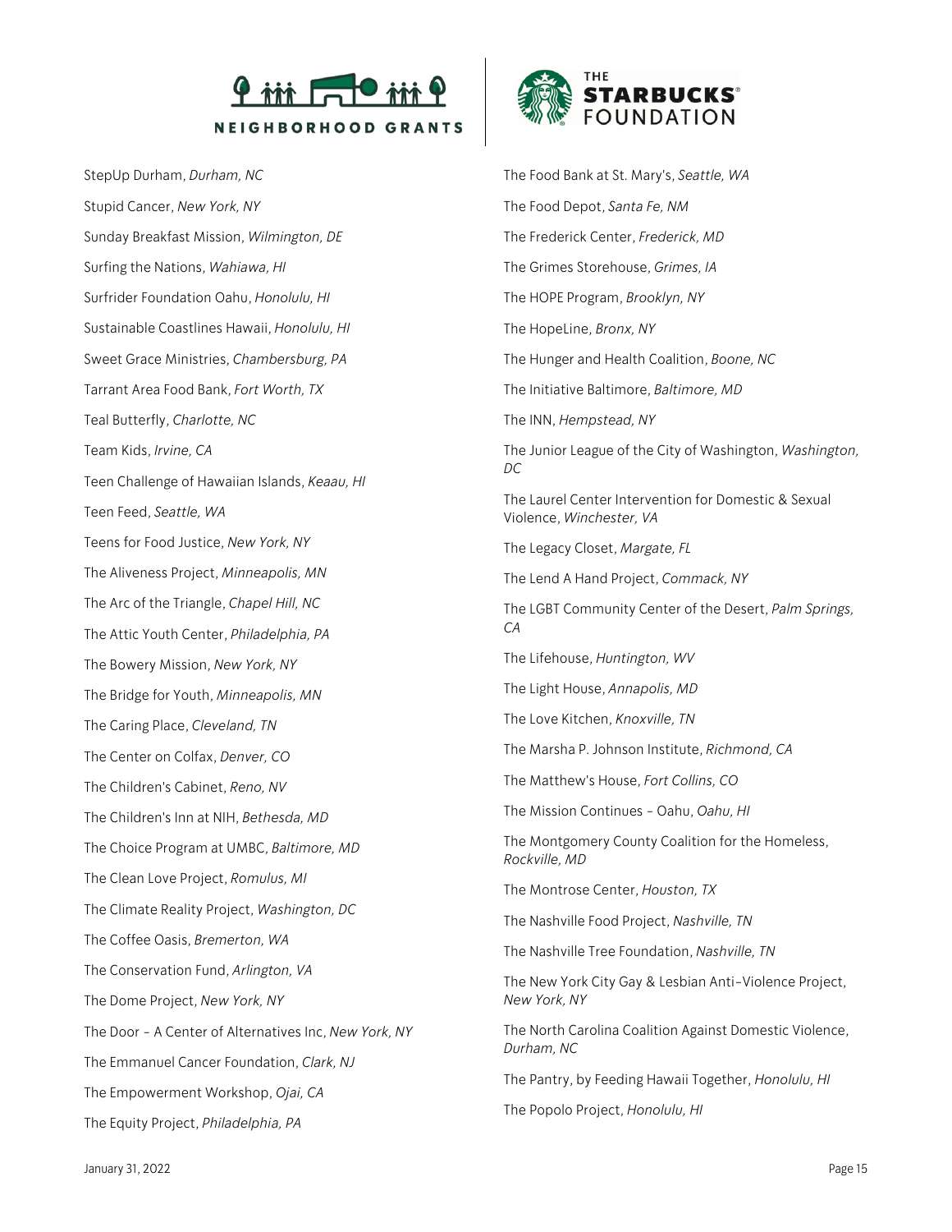StepUp Durham, *Durham, NC*

Stupid Cancer, *New York, NY*

Sunday Breakfast Mission, *Wilmington, DE*

Surfing the Nations, *Wahiawa, HI*

Surfrider Foundation Oahu, *Honolulu, HI*

Sustainable Coastlines Hawaii, *Honolulu, HI*

Sweet Grace Ministries, *Chambersburg, PA*

Tarrant Area Food Bank, *Fort Worth, TX*

Teal Butterfly, *Charlotte, NC*

Team Kids, *Irvine, CA*

Teen Challenge of Hawaiian Islands, *Keaau, HI*

Teen Feed, *Seattle, WA*

Teens for Food Justice, *New York, NY*

The Aliveness Project, *Minneapolis, MN*

The Arc of the Triangle, *Chapel Hill, NC*

The Attic Youth Center, *Philadelphia, PA*

The Bowery Mission, *New York, NY*

The Bridge for Youth, *Minneapolis, MN*

The Caring Place, *Cleveland, TN*

The Center on Colfax, *Denver, CO*

The Children's Cabinet, *Reno, NV*

The Children's Inn at NIH, *Bethesda, MD*

The Choice Program at UMBC, *Baltimore, MD*

The Clean Love Project, *Romulus, MI*

The Climate Reality Project, *Washington, DC*

The Coffee Oasis, *Bremerton, WA*

The Conservation Fund, *Arlington, VA*

The Dome Project, *New York, NY*

The Door - A Center of Alternatives Inc, *New York, NY*

The Emmanuel Cancer Foundation, *Clark, NJ*

The Empowerment Workshop, *Ojai, CA*

The Equity Project, *Philadelphia, PA*

The Food Bank at St. Mary's, *Seattle, WA*

The Food Depot, *Santa Fe, NM*

The Frederick Center, *Frederick, MD*

The Grimes Storehouse, *Grimes, IA*

The HOPE Program, *Brooklyn, NY*

The HopeLine, *Bronx, NY*

The Hunger and Health Coalition, *Boone, NC*

The Initiative Baltimore, *Baltimore, MD*

The INN, *Hempstead, NY*

The Junior League of the City of Washington, *Washington, DC*

The Laurel Center Intervention for Domestic & Sexual Violence, *Winchester, VA*

The Legacy Closet, *Margate, FL*

The Lend A Hand Project, *Commack, NY*

The LGBT Community Center of the Desert, *Palm Springs, CA*

The Lifehouse, *Huntington, WV*

The Light House, *Annapolis, MD*

The Love Kitchen, *Knoxville, TN*

The Marsha P. Johnson Institute, *Richmond, CA*

The Matthew's House, *Fort Collins, CO*

The Mission Continues - Oahu, *Oahu, HI*

The Montgomery County Coalition for the Homeless, *Rockville, MD*

The Montrose Center, *Houston, TX*

The Nashville Food Project, *Nashville, TN*

The Nashville Tree Foundation, *Nashville, TN*

The New York City Gay & Lesbian Anti-Violence Project, *New York, NY*

The North Carolina Coalition Against Domestic Violence, *Durham, NC*

The Pantry, by Feeding Hawaii Together, *Honolulu, HI*

The Popolo Project, *Honolulu, HI*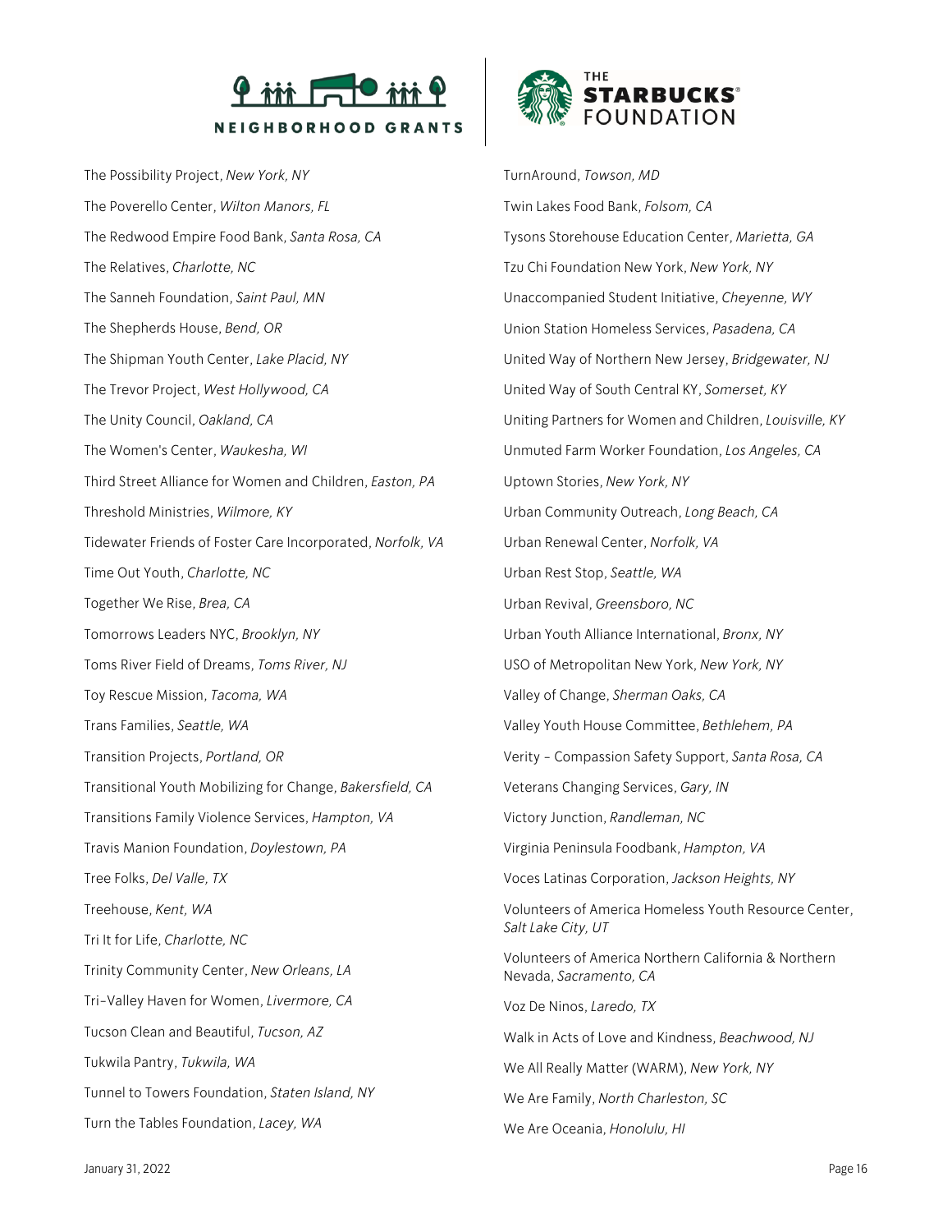The Possibility Project, *New York, NY*

The Poverello Center, *Wilton Manors, FL*

The Redwood Empire Food Bank, *Santa Rosa, CA*

The Relatives, *Charlotte, NC*

The Sanneh Foundation, *Saint Paul, MN*

The Shepherds House, *Bend, OR*

The Shipman Youth Center, *Lake Placid, NY*

The Trevor Project, *West Hollywood, CA*

The Unity Council, *Oakland, CA*

The Women's Center, *Waukesha, WI*

Third Street Alliance for Women and Children, *Easton, PA*

Threshold Ministries, *Wilmore, KY*

Tidewater Friends of Foster Care Incorporated, *Norfolk, VA*

Time Out Youth, *Charlotte, NC*

Together We Rise, *Brea, CA*

Tomorrows Leaders NYC, *Brooklyn, NY*

Toms River Field of Dreams, *Toms River, NJ*

Toy Rescue Mission, *Tacoma, WA*

Trans Families, *Seattle, WA*

Transition Projects, *Portland, OR*

Transitional Youth Mobilizing for Change, *Bakersfield, CA*

Transitions Family Violence Services, *Hampton, VA*

Travis Manion Foundation, *Doylestown, PA*

Tree Folks, *Del Valle, TX*

Treehouse, *Kent, WA*

Tri It for Life, *Charlotte, NC*

Trinity Community Center, *New Orleans, LA*

Tri-Valley Haven for Women, *Livermore, CA*

Tucson Clean and Beautiful, *Tucson, AZ*

Tukwila Pantry, *Tukwila, WA*

Tunnel to Towers Foundation, *Staten Island, NY*

Turn the Tables Foundation, *Lacey, WA*

TurnAround, *Towson, MD*

Twin Lakes Food Bank, *Folsom, CA*

Tysons Storehouse Education Center, *Marietta, GA*

Tzu Chi Foundation New York, *New York, NY*

Unaccompanied Student Initiative, *Cheyenne, WY*

Union Station Homeless Services, *Pasadena, CA*

United Way of Northern New Jersey, *Bridgewater, NJ*

United Way of South Central KY, *Somerset, KY*

Uniting Partners for Women and Children, *Louisville, KY*

Unmuted Farm Worker Foundation, *Los Angeles, CA*

Uptown Stories, *New York, NY*

Urban Community Outreach, *Long Beach, CA*

Urban Renewal Center, *Norfolk, VA*

Urban Rest Stop, *Seattle, WA*

Urban Revival, *Greensboro, NC*

Urban Youth Alliance International, *Bronx, NY*

USO of Metropolitan New York, *New York, NY*

Valley of Change, *Sherman Oaks, CA*

Valley Youth House Committee, *Bethlehem, PA*

Verity - Compassion Safety Support, *Santa Rosa, CA*

Veterans Changing Services, *Gary, IN*

Victory Junction, *Randleman, NC*

Virginia Peninsula Foodbank, *Hampton, VA*

Voces Latinas Corporation, *Jackson Heights, NY*

Volunteers of America Homeless Youth Resource Center, *Salt Lake City, UT*

Volunteers of America Northern California & Northern Nevada, *Sacramento, CA*

Voz De Ninos, *Laredo, TX*

Walk in Acts of Love and Kindness, *Beachwood, NJ*

We All Really Matter (WARM), *New York, NY*

We Are Family, *North Charleston, SC*

We Are Oceania, *Honolulu, HI*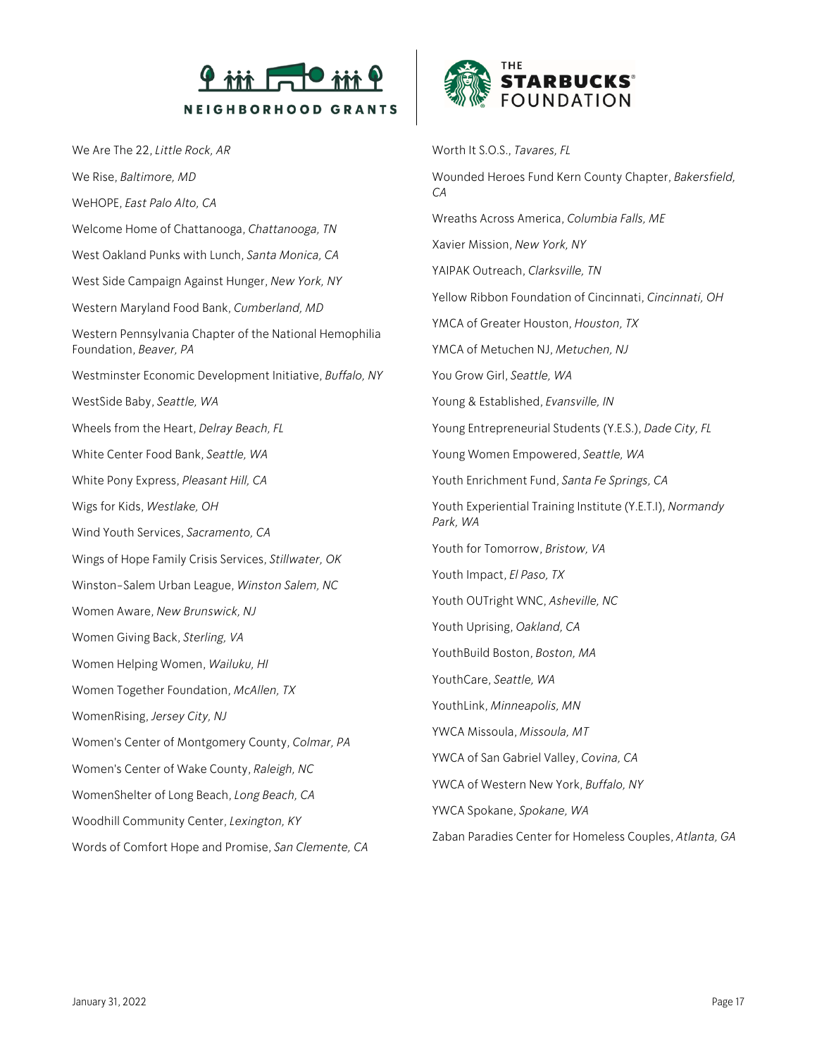We Are The 22, *Little Rock, AR*

We Rise, *Baltimore, MD*

WeHOPE, *East Palo Alto, CA*

Welcome Home of Chattanooga, *Chattanooga, TN*

West Oakland Punks with Lunch, *Santa Monica, CA*

West Side Campaign Against Hunger, *New York, NY*

Western Maryland Food Bank, *Cumberland, MD*

Western Pennsylvania Chapter of the National Hemophilia Foundation, *Beaver, PA*

Westminster Economic Development Initiative, *Buffalo, NY*

WestSide Baby, *Seattle, WA*

Wheels from the Heart, *Delray Beach, FL*

White Center Food Bank, *Seattle, WA*

White Pony Express, *Pleasant Hill, CA*

Wigs for Kids, *Westlake, OH*

Wind Youth Services, *Sacramento, CA*

Wings of Hope Family Crisis Services, *Stillwater, OK*

Winston-Salem Urban League, *Winston Salem, NC*

Women Aware, *New Brunswick, NJ*

Women Giving Back, *Sterling, VA*

Women Helping Women, *Wailuku, HI*

Women Together Foundation, *McAllen, TX*

WomenRising, *Jersey City, NJ*

Women's Center of Montgomery County, *Colmar, PA*

Women's Center of Wake County, *Raleigh, NC*

WomenShelter of Long Beach, *Long Beach, CA*

Woodhill Community Center, *Lexington, KY*

Words of Comfort Hope and Promise, *San Clemente, CA*

Worth It S.O.S., *Tavares, FL*

Wounded Heroes Fund Kern County Chapter, *Bakersfield, CA*

Wreaths Across America, *Columbia Falls, ME*

Xavier Mission, *New York, NY*

YAIPAK Outreach, *Clarksville, TN*

Yellow Ribbon Foundation of Cincinnati, *Cincinnati, OH*

YMCA of Greater Houston, *Houston, TX*

YMCA of Metuchen NJ, *Metuchen, NJ*

You Grow Girl, *Seattle, WA*

Young & Established, *Evansville, IN*

Young Entrepreneurial Students (Y.E.S.), *Dade City, FL*

Young Women Empowered, *Seattle, WA*

Youth Enrichment Fund, *Santa Fe Springs, CA*

Youth Experiential Training Institute (Y.E.T.I), *Normandy Park, WA*

Youth for Tomorrow, *Bristow, VA*

Youth Impact, *El Paso, TX*

Youth OUTright WNC, *Asheville, NC*

Youth Uprising, *Oakland, CA*

YouthBuild Boston, *Boston, MA*

YouthCare, *Seattle, WA*

YouthLink, *Minneapolis, MN*

YWCA Missoula, *Missoula, MT*

YWCA of San Gabriel Valley, *Covina, CA*

YWCA of Western New York, *Buffalo, NY*

YWCA Spokane, *Spokane, WA*

Zaban Paradies Center for Homeless Couples, *Atlanta, GA*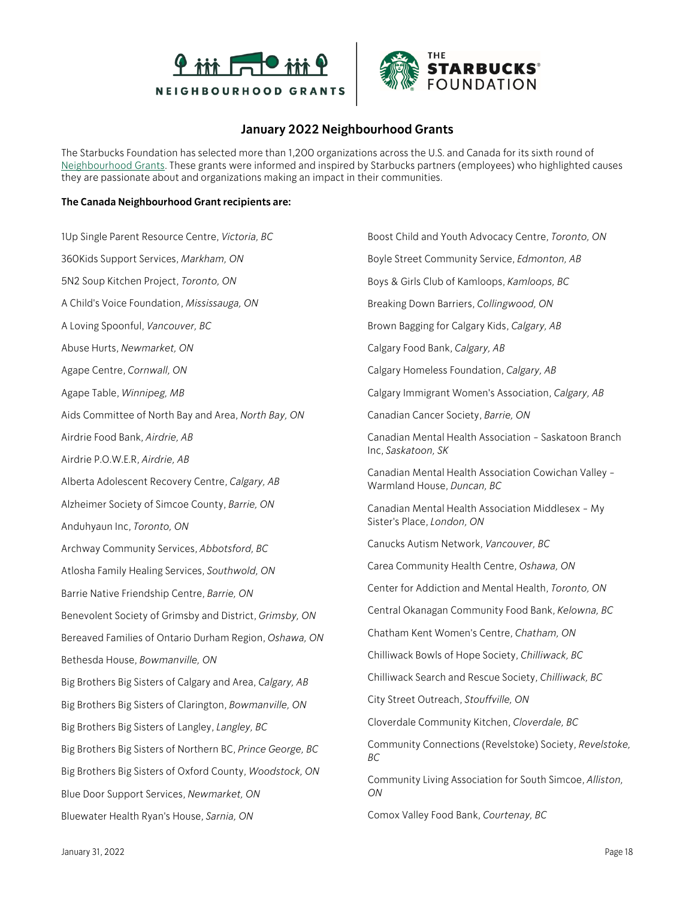## January 2022 Neighbourhood Grants

The Starbucks Foundation has selected more than 1,200 organizations across the U.S. and Canada for its sixth round of Neighbourhood Grants. These grants were informed and inspired by Starbucks partners (employees) who highlighted causes they are passionate about and organizations making an impact in their communities.

**The Canada Neighbourhood Grant recipients are:**

1Up Single Parent Resource Centre, *Victoria, BC*

360Kids Support Services, *Markham, ON*

5N2 Soup Kitchen Project, *Toronto, ON*

A Child's Voice Foundation, *Mississauga, ON*

A Loving Spoonful, *Vancouver, BC*

Abuse Hurts, *Newmarket, ON*

Agape Centre, *Cornwall, ON*

Agape Table, *Winnipeg, MB*

Aids Committee of North Bay and Area, *North Bay, ON*

Airdrie Food Bank, *Airdrie, AB*

Airdrie P.O.W.E.R, *Airdrie, AB*

Alberta Adolescent Recovery Centre, *Calgary, AB*

Alzheimer Society of Simcoe County, *Barrie, ON*

Anduhyaun Inc, *Toronto, ON*

Archway Community Services, *Abbotsford, BC*

Atlosha Family Healing Services, *Southwold, ON*

Barrie Native Friendship Centre, *Barrie, ON*

Benevolent Society of Grimsby and District, *Grimsby, ON*

Bereaved Families of Ontario Durham Region, *Oshawa, ON*

Bethesda House, *Bowmanville, ON*

Big Brothers Big Sisters of Calgary and Area, *Calgary, AB*

Big Brothers Big Sisters of Clarington, *Bowmanville, ON*

Big Brothers Big Sisters of Langley, *Langley, BC*

Big Brothers Big Sisters of Northern BC, *Prince George, BC*

Big Brothers Big Sisters of Oxford County, *Woodstock, ON*

Blue Door Support Services, *Newmarket, ON*

Bluewater Health Ryan's House, *Sarnia, ON*

Boost Child and Youth Advocacy Centre, *Toronto, ON*

Boyle Street Community Service, *Edmonton, AB*

Boys & Girls Club of Kamloops, *Kamloops, BC*

Breaking Down Barriers, *Collingwood, ON*

Brown Bagging for Calgary Kids, *Calgary, AB*

Calgary Food Bank, *Calgary, AB*

Calgary Homeless Foundation, *Calgary, AB*

Calgary Immigrant Women's Association, *Calgary, AB*

Canadian Cancer Society, *Barrie, ON*

Canadian Mental Health Association – Saskatoon Branch Inc, *Saskatoon, SK*

Canadian Mental Health Association Cowichan Valley – Warmland House, *Duncan, BC*

Canadian Mental Health Association Middlesex – My Sister's Place, *London, ON*

Canucks Autism Network, *Vancouver, BC*

Carea Community Health Centre, *Oshawa, ON*

Center for Addiction and Mental Health, *Toronto, ON*

Central Okanagan Community Food Bank, *Kelowna, BC*

Chatham Kent Women's Centre, *Chatham, ON*

Chilliwack Bowls of Hope Society, *Chilliwack, BC*

Chilliwack Search and Rescue Society, *Chilliwack, BC*

City Street Outreach, *Stouffville, ON*

Cloverdale Community Kitchen, *Cloverdale, BC*

Community Connections (Revelstoke) Society, *Revelstoke, BC*

Community Living Association for South Simcoe, *Alliston, ON*

Comox Valley Food Bank, *Courtenay, BC*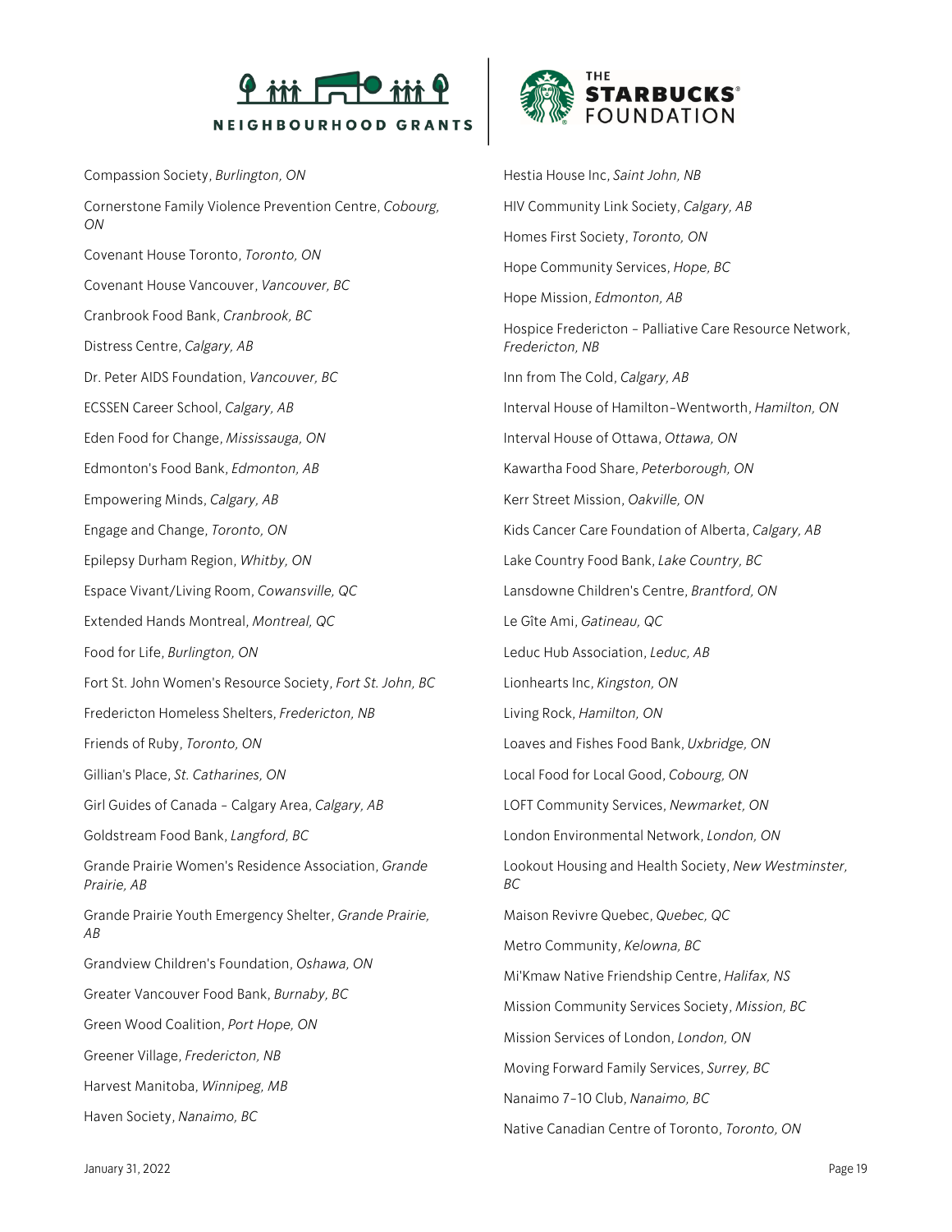Compassion Society, *Burlington, ON*

Cornerstone Family Violence Prevention Centre, *Cobourg, ON*

Covenant House Toronto, *Toronto, ON*

Covenant House Vancouver, *Vancouver, BC*

Cranbrook Food Bank, *Cranbrook, BC*

Distress Centre, *Calgary, AB*

Dr. Peter AIDS Foundation, *Vancouver, BC*

ECSSEN Career School, *Calgary, AB*

Eden Food for Change, *Mississauga, ON*

Edmonton's Food Bank, *Edmonton, AB*

Empowering Minds, *Calgary, AB*

Engage and Change, *Toronto, ON*

Epilepsy Durham Region, *Whitby, ON*

Espace Vivant/Living Room, *Cowansville, QC*

Extended Hands Montreal, *Montreal, QC*

Food for Life, *Burlington, ON*

Fort St. John Women's Resource Society, *Fort St. John, BC*

Fredericton Homeless Shelters, *Fredericton, NB*

Friends of Ruby, *Toronto, ON*

Gillian's Place, *St. Catharines, ON*

Girl Guides of Canada - Calgary Area, *Calgary, AB*

Goldstream Food Bank, *Langford, BC*

Grande Prairie Women's Residence Association, *Grande Prairie, AB*

Grande Prairie Youth Emergency Shelter, *Grande Prairie, AB*

Grandview Children's Foundation, *Oshawa, ON*

Greater Vancouver Food Bank, *Burnaby, BC*

Green Wood Coalition, *Port Hope, ON*

Greener Village, *Fredericton, NB*

Harvest Manitoba, *Winnipeg, MB*

Haven Society, *Nanaimo, BC*

Hestia House Inc, *Saint John, NB*

HIV Community Link Society, *Calgary, AB*

Homes First Society, *Toronto, ON*

Hope Community Services, *Hope, BC*

Hope Mission, *Edmonton, AB*

Hospice Fredericton - Palliative Care Resource Network, *Fredericton, NB*

Inn from The Cold, *Calgary, AB*

Interval House of Hamilton-Wentworth, *Hamilton, ON*

Interval House of Ottawa, *Ottawa, ON*

Kawartha Food Share, *Peterborough, ON*

Kerr Street Mission, *Oakville, ON*

Kids Cancer Care Foundation of Alberta, *Calgary, AB*

Lake Country Food Bank, *Lake Country, BC*

Lansdowne Children's Centre, *Brantford, ON*

Le Gîte Ami, *Gatineau, QC*

Leduc Hub Association, *Leduc, AB*

Lionhearts Inc, *Kingston, ON*

Living Rock, *Hamilton, ON*

Loaves and Fishes Food Bank, *Uxbridge, ON*

Local Food for Local Good, *Cobourg, ON*

LOFT Community Services, *Newmarket, ON*

London Environmental Network, *London, ON*

Lookout Housing and Health Society, *New Westminster, BC*

Maison Revivre Quebec, *Quebec, QC*

Metro Community, *Kelowna, BC*

Mi'Kmaw Native Friendship Centre, *Halifax, NS*

Mission Community Services Society, *Mission, BC*

Mission Services of London, *London, ON*

Moving Forward Family Services, *Surrey, BC*

Nanaimo 7-10 Club, *Nanaimo, BC*

Native Canadian Centre of Toronto, *Toronto, ON*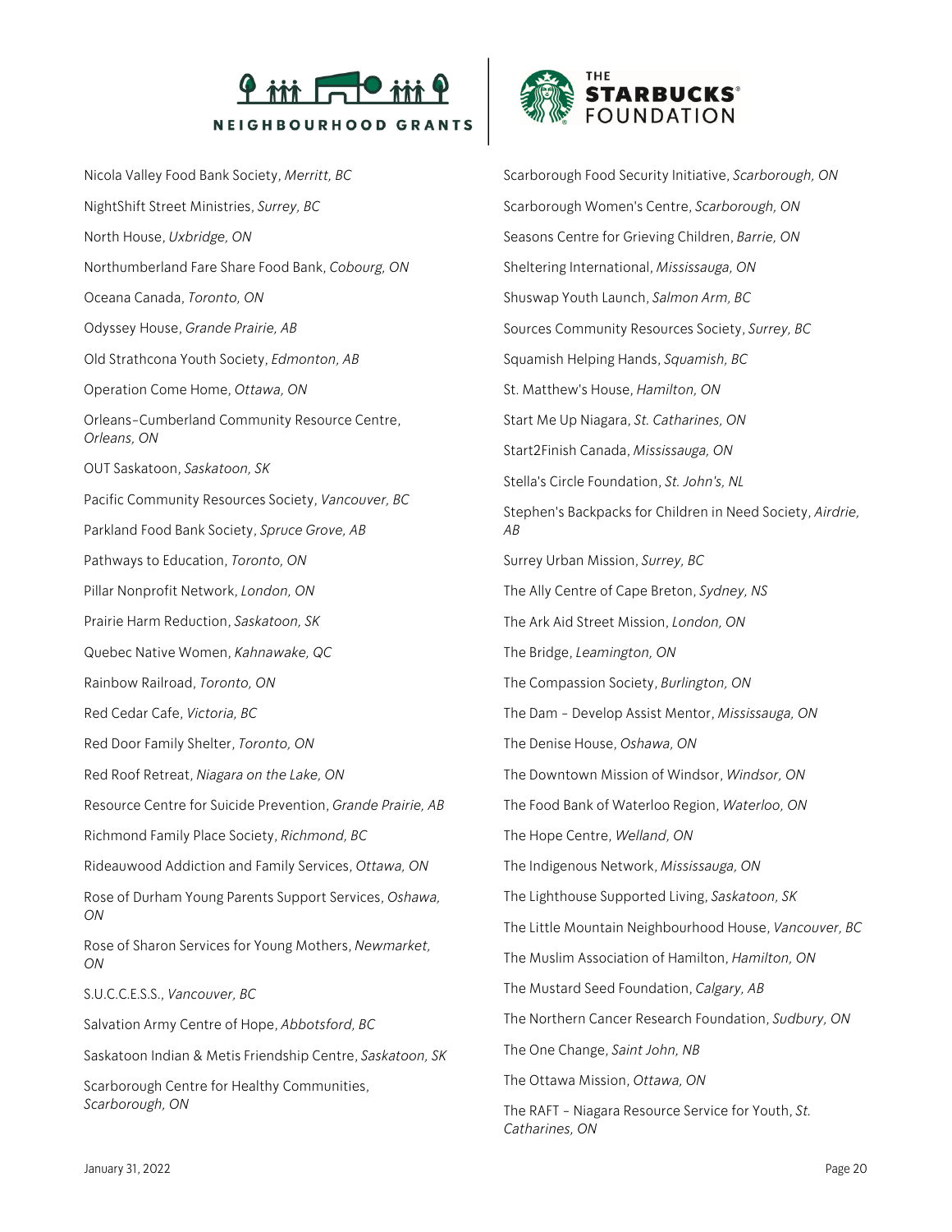Nicola Valley Food Bank Society, *Merritt, BC*

NightShift Street Ministries, *Surrey, BC*

North House, *Uxbridge, ON*

Northumberland Fare Share Food Bank, *Cobourg, ON*

Oceana Canada, *Toronto, ON*

Odyssey House, *Grande Prairie, AB*

Old Strathcona Youth Society, *Edmonton, AB*

Operation Come Home, *Ottawa, ON*

Orleans-Cumberland Community Resource Centre, *Orleans, ON*

OUT Saskatoon, *Saskatoon, SK*

Pacific Community Resources Society, *Vancouver, BC*

Parkland Food Bank Society, *Spruce Grove, AB*

Pathways to Education, *Toronto, ON*

Pillar Nonprofit Network, *London, ON*

Prairie Harm Reduction, *Saskatoon, SK*

Quebec Native Women, *Kahnawake, QC*

Rainbow Railroad, *Toronto, ON*

Red Cedar Cafe, *Victoria, BC*

Red Door Family Shelter, *Toronto, ON*

Red Roof Retreat, *Niagara on the Lake, ON*

Resource Centre for Suicide Prevention, *Grande Prairie, AB*

Richmond Family Place Society, *Richmond, BC*

Rideauwood Addiction and Family Services, *Ottawa, ON*

Rose of Durham Young Parents Support Services, *Oshawa, ON*

Rose of Sharon Services for Young Mothers, *Newmarket, ON*

S.U.C.C.E.S.S., *Vancouver, BC*

Salvation Army Centre of Hope, *Abbotsford, BC*

Saskatoon Indian & Metis Friendship Centre, *Saskatoon, SK*

Scarborough Centre for Healthy Communities, *Scarborough, ON*

Scarborough Food Security Initiative, *Scarborough, ON*

Scarborough Women's Centre, *Scarborough, ON*

Seasons Centre for Grieving Children, *Barrie, ON*

Sheltering International, *Mississauga, ON*

Shuswap Youth Launch, *Salmon Arm, BC*

Sources Community Resources Society, *Surrey, BC*

Squamish Helping Hands, *Squamish, BC*

St. Matthew's House, *Hamilton, ON*

Start Me Up Niagara, *St. Catharines, ON*

Start2Finish Canada, *Mississauga, ON*

Stella's Circle Foundation, *St. John's, NL*

Stephen's Backpacks for Children in Need Society, *Airdrie, AB*

Surrey Urban Mission, *Surrey, BC*

The Ally Centre of Cape Breton, *Sydney, NS*

The Ark Aid Street Mission, *London, ON*

The Bridge, *Leamington, ON*

The Compassion Society, *Burlington, ON*

The Dam - Develop Assist Mentor, *Mississauga, ON*

The Denise House, *Oshawa, ON*

The Downtown Mission of Windsor, *Windsor, ON*

The Food Bank of Waterloo Region, *Waterloo, ON*

The Hope Centre, *Welland, ON*

The Indigenous Network, *Mississauga, ON*

The Lighthouse Supported Living, *Saskatoon, SK*

The Little Mountain Neighbourhood House, *Vancouver, BC*

The Muslim Association of Hamilton, *Hamilton, ON*

The Mustard Seed Foundation, *Calgary, AB*

The Northern Cancer Research Foundation, *Sudbury, ON*

The One Change, *Saint John, NB*

The Ottawa Mission, *Ottawa, ON*

The RAFT - Niagara Resource Service for Youth, *St. Catharines, ON*

January 31, 2022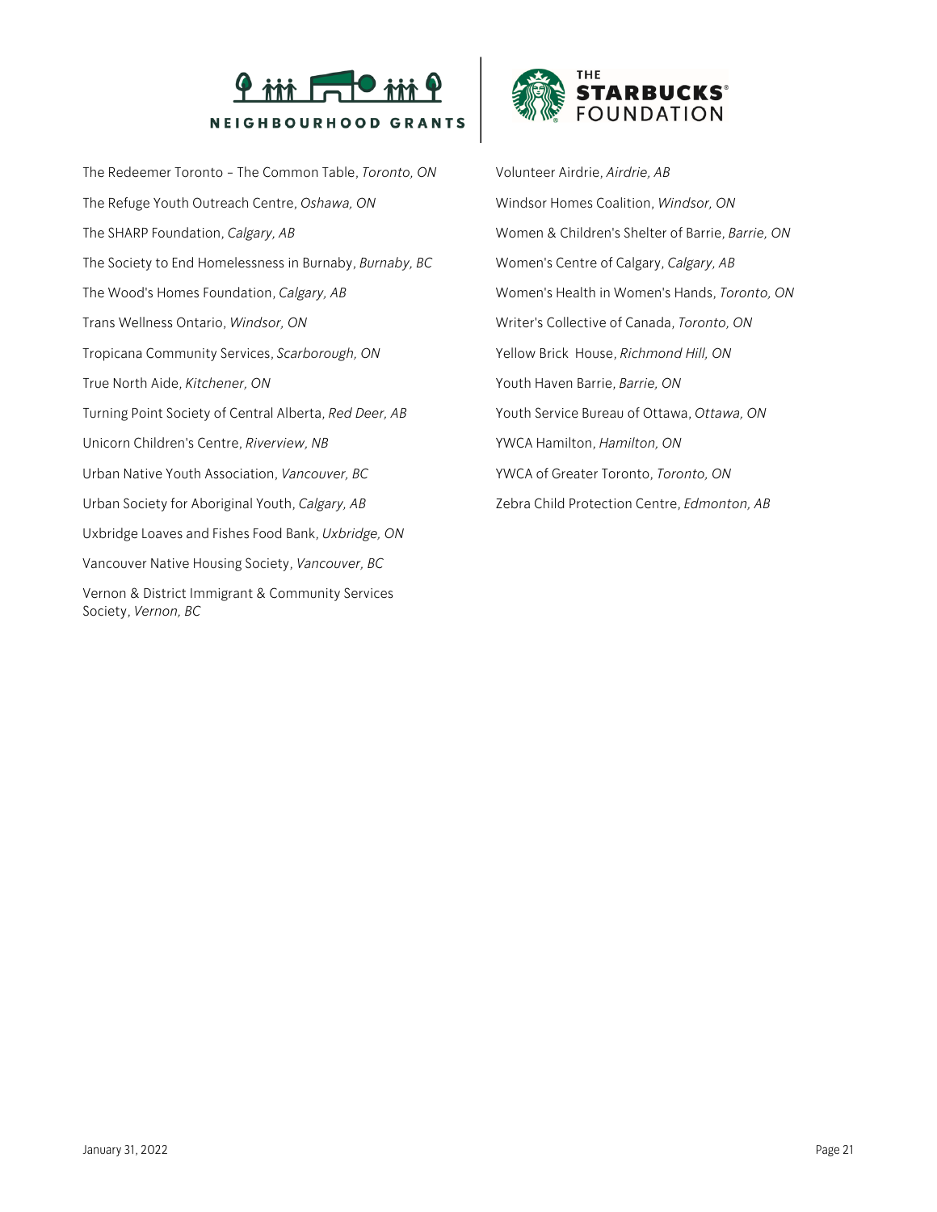The Redeemer Toronto – The Common Table, *Toronto, ON*

The Refuge Youth Outreach Centre, *Oshawa, ON*

The SHARP Foundation, *Calgary, AB*

The Society to End Homelessness in Burnaby, *Burnaby, BC*

The Wood's Homes Foundation, *Calgary, AB*

Trans Wellness Ontario, *Windsor, ON*

Tropicana Community Services, *Scarborough, ON*

True North Aide, *Kitchener, ON*

Turning Point Society of Central Alberta, *Red Deer, AB*

Unicorn Children's Centre, *Riverview, NB*

Urban Native Youth Association, *Vancouver, BC*

Urban Society for Aboriginal Youth, *Calgary, AB*

Uxbridge Loaves and Fishes Food Bank, *Uxbridge, ON*

Vancouver Native Housing Society, *Vancouver, BC*

Vernon & District Immigrant & Community Services Society, *Vernon, BC*

Volunteer Airdrie, *Airdrie, AB*

Windsor Homes Coalition, *Windsor, ON*

Women & Children's Shelter of Barrie, *Barrie, ON*

Women's Centre of Calgary, *Calgary, AB*

Women's Health in Women's Hands, *Toronto, ON*

Writer's Collective of Canada, *Toronto, ON*

Yellow Brick House, *Richmond Hill, ON*

Youth Haven Barrie, *Barrie, ON*

Youth Service Bureau of Ottawa, *Ottawa, ON*

YWCA Hamilton, *Hamilton, ON*

YWCA of Greater Toronto, *Toronto, ON*

Zebra Child Protection Centre, *Edmonton, AB*